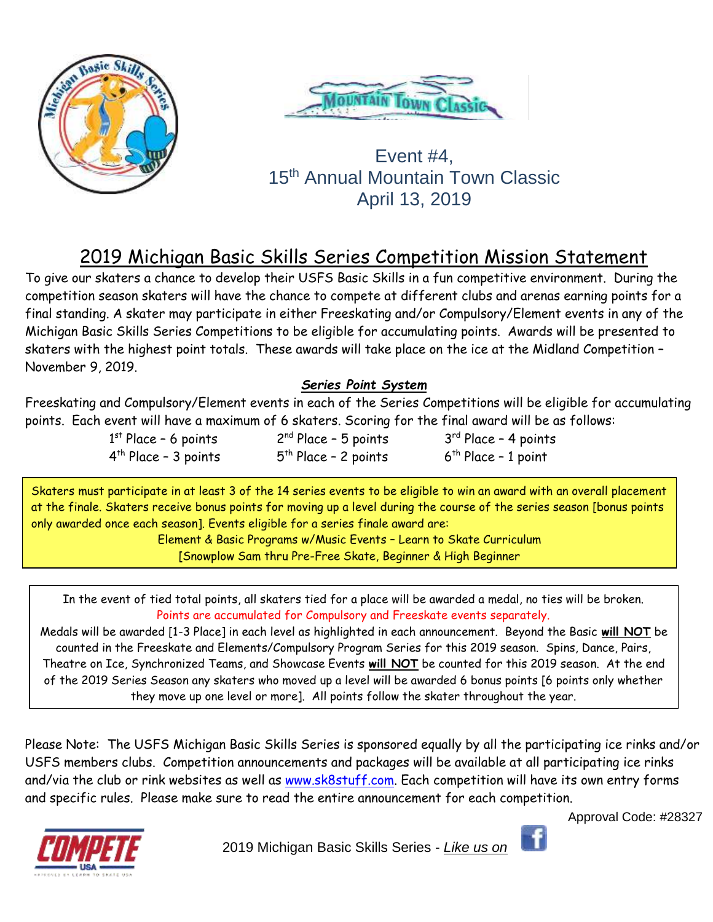Event #4,
15th Annual Mountain Town Classic
April 13, 2019

## 2019 Michigan Basic Skills Series Competition Mission Statement

To give our skaters a chance to develop their USFS Basic Skills in a fun competitive environment. During the competition season skaters will have the chance to compete at different clubs and arenas earning points for a final standing. A skater may participate in either Freeskating and/or Compulsory/Element events in any of the Michigan Basic Skills Series Competitions to be eligible for accumulating points. Awards will be presented to skaters with the highest point totals. These awards will take place on the ice at the Midland Competition – November 9, 2019.

### *Series Point System*

Freeskating and Compulsory/Element events in each of the Series Competitions will be eligible for accumulating points. Each event will have a maximum of 6 skaters. Scoring for the final award will be as follows:

| | | |
|---|---|---|
| 1st Place – 6 points | 2nd Place – 5 points | 3rd Place – 4 points |
| 4th Place – 3 points | 5th Place – 2 points | 6th Place – 1 point |

Skaters must participate in at least 3 of the 14 series events to be eligible to win an award with an overall placement at the finale. Skaters receive bonus points for moving up a level during the course of the series season [bonus points only awarded once each season]. Events eligible for a series finale award are:

Element & Basic Programs w/Music Events – Learn to Skate Curriculum
[Snowplow Sam thru Pre-Free Skate, Beginner & High Beginner

In the event of tied total points, all skaters tied for a place will be awarded a medal, no ties will be broken.
Points are accumulated for Compulsory and Freeskate events separately.
Medals will be awarded [1-3 Place] in each level as highlighted in each announcement. Beyond the Basic **will NOT** be counted in the Freeskate and Elements/Compulsory Program Series for this 2019 season. Spins, Dance, Pairs, Theatre on Ice, Synchronized Teams, and Showcase Events **will NOT** be counted for this 2019 season. At the end of the 2019 Series Season any skaters who moved up a level will be awarded 6 bonus points [6 points only whether they move up one level or more]. All points follow the skater throughout the year.

Please Note: The USFS Michigan Basic Skills Series is sponsored equally by all the participating ice rinks and/or USFS members clubs. Competition announcements and packages will be available at all participating ice rinks and/via the club or rink websites as well as www.sk8stuff.com. Each competition will have its own entry forms and specific rules. Please make sure to read the entire announcement for each competition.

Approval Code: #28327

2019 Michigan Basic Skills Series - *Like us on*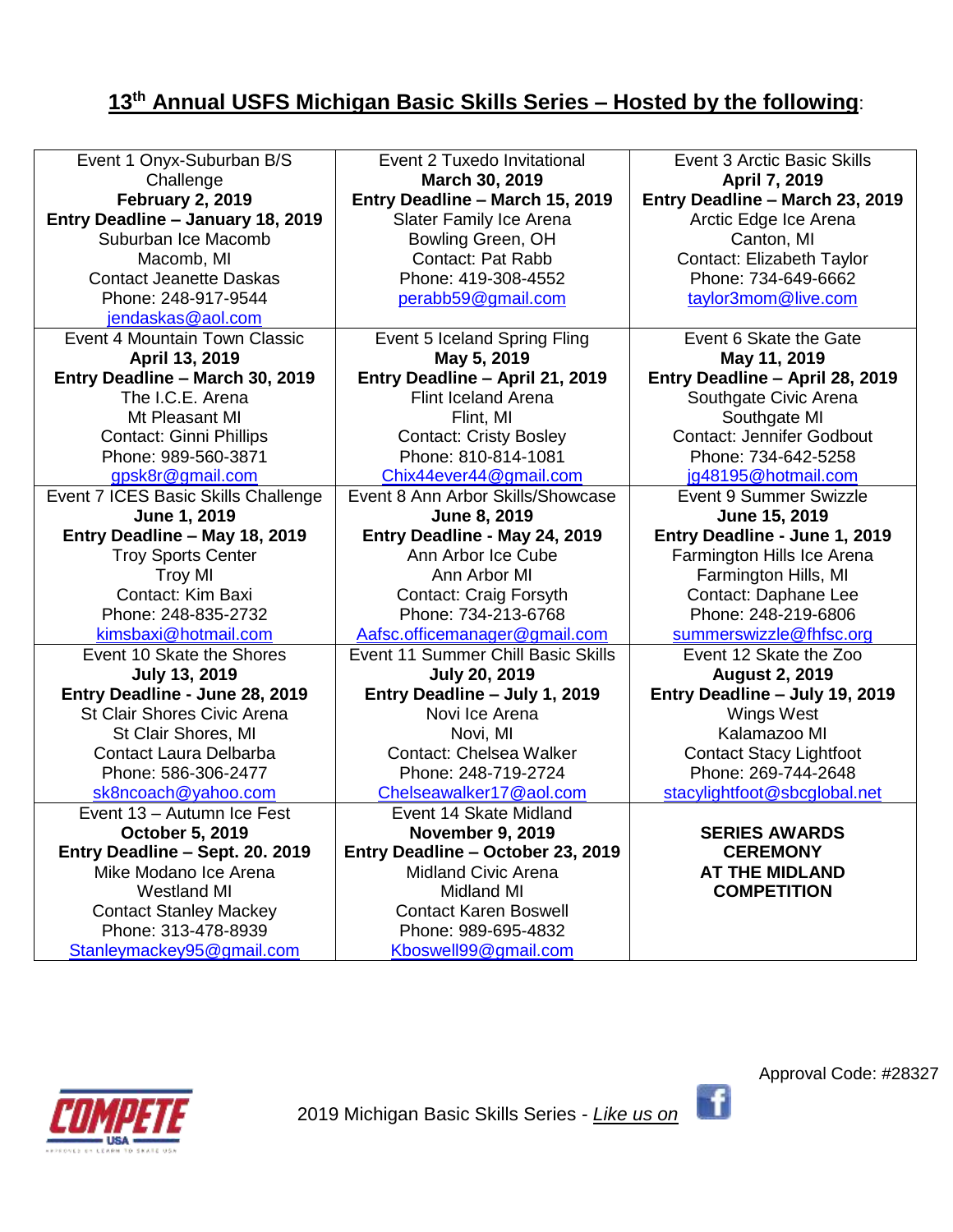## 13th Annual USFS Michigan Basic Skills Series – Hosted by the following:

| | | |
|---|---|---|
| Event 1 Onyx-Suburban B/S Challenge<br>**February 2, 2019**<br>**Entry Deadline – January 18, 2019**<br>Suburban Ice Macomb<br>Macomb, MI<br>Contact Jeanette Daskas<br>Phone: 248-917-9544<br>jendaskas@aol.com | Event 2 Tuxedo Invitational<br>**March 30, 2019**<br>**Entry Deadline – March 15, 2019**<br>Slater Family Ice Arena<br>Bowling Green, OH<br>Contact: Pat Rabb<br>Phone: 419-308-4552<br>perabb59@gmail.com | Event 3 Arctic Basic Skills<br>**April 7, 2019**<br>**Entry Deadline – March 23, 2019**<br>Arctic Edge Ice Arena<br>Canton, MI<br>Contact: Elizabeth Taylor<br>Phone: 734-649-6662<br>taylor3mom@live.com |
| Event 4 Mountain Town Classic<br>**April 13, 2019**<br>**Entry Deadline – March 30, 2019**<br>The I.C.E. Arena<br>Mt Pleasant MI<br>Contact: Ginni Phillips<br>Phone: 989-560-3871<br>gpsk8r@gmail.com | Event 5 Iceland Spring Fling<br>**May 5, 2019**<br>**Entry Deadline – April 21, 2019**<br>Flint Iceland Arena<br>Flint, MI<br>Contact: Cristy Bosley<br>Phone: 810-814-1081<br>Chix44ever44@gmail.com | Event 6 Skate the Gate<br>**May 11, 2019**<br>**Entry Deadline – April 28, 2019**<br>Southgate Civic Arena<br>Southgate MI<br>Contact: Jennifer Godbout<br>Phone: 734-642-5258<br>jg48195@hotmail.com |
| Event 7 ICES Basic Skills Challenge<br>**June 1, 2019**<br>**Entry Deadline – May 18, 2019**<br>Troy Sports Center<br>Troy MI<br>Contact: Kim Baxi<br>Phone: 248-835-2732<br>kimsbaxi@hotmail.com | Event 8 Ann Arbor Skills/Showcase<br>**June 8, 2019**<br>**Entry Deadline - May 24, 2019**<br>Ann Arbor Ice Cube<br>Ann Arbor MI<br>Contact: Craig Forsyth<br>Phone: 734-213-6768<br>Aafsc.officemanager@gmail.com | Event 9 Summer Swizzle<br>**June 15, 2019**<br>**Entry Deadline - June 1, 2019**<br>Farmington Hills Ice Arena<br>Farmington Hills, MI<br>Contact: Daphane Lee<br>Phone: 248-219-6806<br>summerswizzle@fhfsc.org |
| Event 10 Skate the Shores<br>**July 13, 2019**<br>**Entry Deadline - June 28, 2019**<br>St Clair Shores Civic Arena<br>St Clair Shores, MI<br>Contact Laura Delbarba<br>Phone: 586-306-2477<br>sk8ncoach@yahoo.com | Event 11 Summer Chill Basic Skills<br>**July 20, 2019**<br>**Entry Deadline – July 1, 2019**<br>Novi Ice Arena<br>Novi, MI<br>Contact: Chelsea Walker<br>Phone: 248-719-2724<br>Chelseawalker17@aol.com | Event 12 Skate the Zoo<br>**August 2, 2019**<br>**Entry Deadline – July 19, 2019**<br>Wings West<br>Kalamazoo MI<br>Contact Stacy Lightfoot<br>Phone: 269-744-2648<br>stacylightfoot@sbcglobal.net |
| Event 13 – Autumn Ice Fest<br>**October 5, 2019**<br>**Entry Deadline – Sept. 20. 2019**<br>Mike Modano Ice Arena<br>Westland MI<br>Contact Stanley Mackey<br>Phone: 313-478-8939<br>Stanleymackey95@gmail.com | Event 14 Skate Midland<br>**November 9, 2019**<br>**Entry Deadline – October 23, 2019**<br>Midland Civic Arena<br>Midland MI<br>Contact Karen Boswell<br>Phone: 989-695-4832<br>Kboswell99@gmail.com | **SERIES AWARDS CEREMONY AT THE MIDLAND COMPETITION** |

Approval Code: #28327

2019 Michigan Basic Skills Series - *Like us on*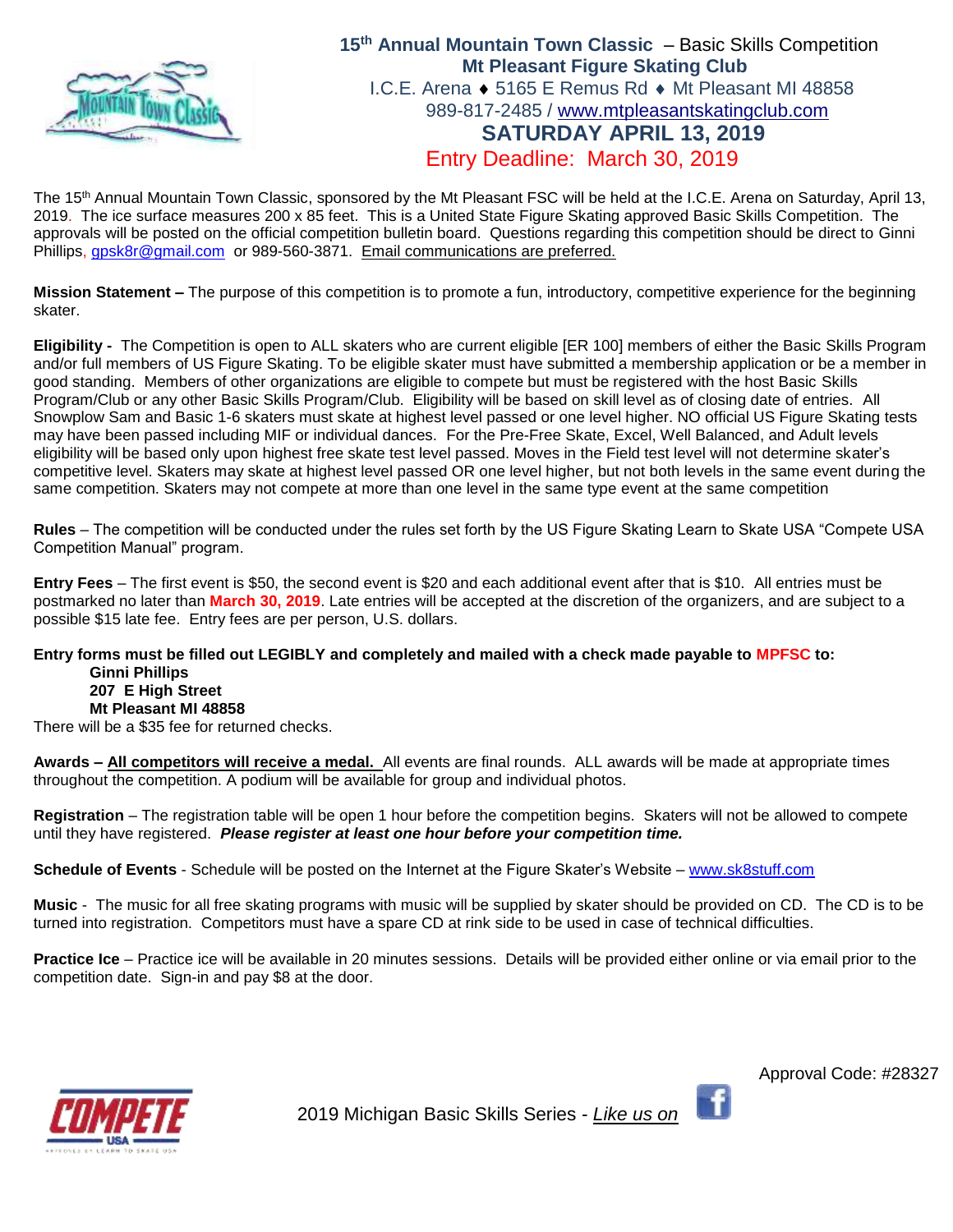# 15th Annual Mountain Town Classic – Basic Skills Competition

**Mt Pleasant Figure Skating Club**

I.C.E. Arena ♦ 5165 E Remus Rd ♦ Mt Pleasant MI 48858

989-817-2485 / www.mtpleasantskatingclub.com

**SATURDAY APRIL 13, 2019**

Entry Deadline: March 30, 2019

The 15th Annual Mountain Town Classic, sponsored by the Mt Pleasant FSC will be held at the I.C.E. Arena on Saturday, April 13, 2019. The ice surface measures 200 x 85 feet. This is a United State Figure Skating approved Basic Skills Competition. The approvals will be posted on the official competition bulletin board. Questions regarding this competition should be direct to Ginni Phillips, gpsk8r@gmail.com or 989-560-3871. Email communications are preferred.

**Mission Statement –** The purpose of this competition is to promote a fun, introductory, competitive experience for the beginning skater.

**Eligibility -** The Competition is open to ALL skaters who are current eligible [ER 100] members of either the Basic Skills Program and/or full members of US Figure Skating. To be eligible skater must have submitted a membership application or be a member in good standing. Members of other organizations are eligible to compete but must be registered with the host Basic Skills Program/Club or any other Basic Skills Program/Club. Eligibility will be based on skill level as of closing date of entries. All Snowplow Sam and Basic 1-6 skaters must skate at highest level passed or one level higher. NO official US Figure Skating tests may have been passed including MIF or individual dances. For the Pre-Free Skate, Excel, Well Balanced, and Adult levels eligibility will be based only upon highest free skate test level passed. Moves in the Field test level will not determine skater's competitive level. Skaters may skate at highest level passed OR one level higher, but not both levels in the same event during the same competition. Skaters may not compete at more than one level in the same type event at the same competition

**Rules** – The competition will be conducted under the rules set forth by the US Figure Skating Learn to Skate USA "Compete USA Competition Manual" program.

**Entry Fees** – The first event is $50, the second event is $20 and each additional event after that is $10. All entries must be postmarked no later than **March 30, 2019**. Late entries will be accepted at the discretion of the organizers, and are subject to a possible $15 late fee. Entry fees are per person, U.S. dollars.

**Entry forms must be filled out LEGIBLY and completely and mailed with a check made payable to MPFSC to:**

**Ginni Phillips**
**207 E High Street**
**Mt Pleasant MI 48858**

There will be a $35 fee for returned checks.

**Awards – All competitors will receive a medal.** All events are final rounds. ALL awards will be made at appropriate times throughout the competition. A podium will be available for group and individual photos.

**Registration** – The registration table will be open 1 hour before the competition begins. Skaters will not be allowed to compete until they have registered. ***Please register at least one hour before your competition time.***

**Schedule of Events** - Schedule will be posted on the Internet at the Figure Skater's Website – www.sk8stuff.com

**Music** - The music for all free skating programs with music will be supplied by skater should be provided on CD. The CD is to be turned into registration. Competitors must have a spare CD at rink side to be used in case of technical difficulties.

**Practice Ice** – Practice ice will be available in 20 minutes sessions. Details will be provided either online or via email prior to the competition date. Sign-in and pay $8 at the door.

Approval Code: #28327

2019 Michigan Basic Skills Series - *Like us on*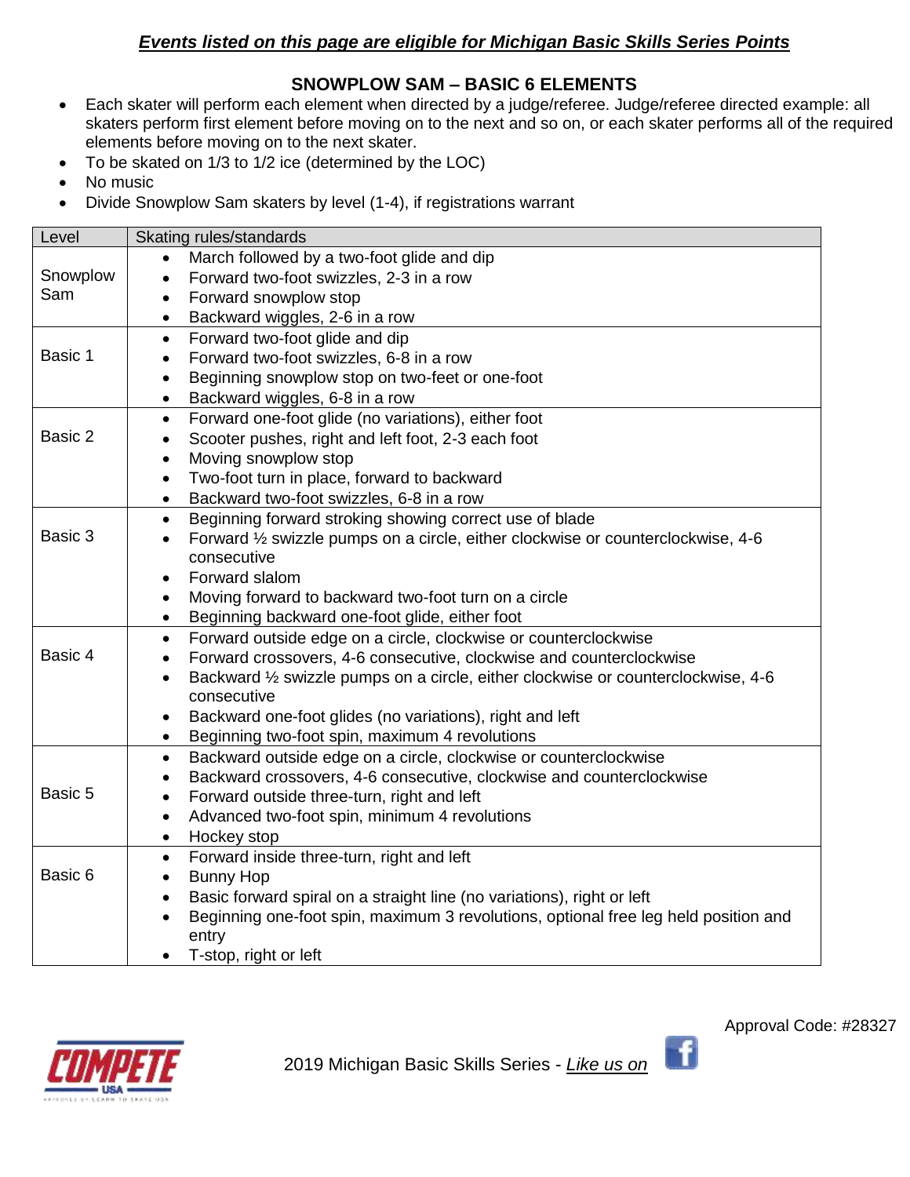***Events listed on this page are eligible for Michigan Basic Skills Series Points***

## SNOWPLOW SAM – BASIC 6 ELEMENTS

- Each skater will perform each element when directed by a judge/referee. Judge/referee directed example: all skaters perform first element before moving on to the next and so on, or each skater performs all of the required elements before moving on to the next skater.
- To be skated on 1/3 to 1/2 ice (determined by the LOC)
- No music
- Divide Snowplow Sam skaters by level (1-4), if registrations warrant

| Level | Skating rules/standards |
|---|---|
| Snowplow Sam | • March followed by a two-foot glide and dip<br>• Forward two-foot swizzles, 2-3 in a row<br>• Forward snowplow stop<br>• Backward wiggles, 2-6 in a row |
| Basic 1 | • Forward two-foot glide and dip<br>• Forward two-foot swizzles, 6-8 in a row<br>• Beginning snowplow stop on two-feet or one-foot<br>• Backward wiggles, 6-8 in a row |
| Basic 2 | • Forward one-foot glide (no variations), either foot<br>• Scooter pushes, right and left foot, 2-3 each foot<br>• Moving snowplow stop<br>• Two-foot turn in place, forward to backward<br>• Backward two-foot swizzles, 6-8 in a row |
| Basic 3 | • Beginning forward stroking showing correct use of blade<br>• Forward ½ swizzle pumps on a circle, either clockwise or counterclockwise, 4-6 consecutive<br>• Forward slalom<br>• Moving forward to backward two-foot turn on a circle<br>• Beginning backward one-foot glide, either foot |
| Basic 4 | • Forward outside edge on a circle, clockwise or counterclockwise<br>• Forward crossovers, 4-6 consecutive, clockwise and counterclockwise<br>• Backward ½ swizzle pumps on a circle, either clockwise or counterclockwise, 4-6 consecutive<br>• Backward one-foot glides (no variations), right and left<br>• Beginning two-foot spin, maximum 4 revolutions |
| Basic 5 | • Backward outside edge on a circle, clockwise or counterclockwise<br>• Backward crossovers, 4-6 consecutive, clockwise and counterclockwise<br>• Forward outside three-turn, right and left<br>• Advanced two-foot spin, minimum 4 revolutions<br>• Hockey stop |
| Basic 6 | • Forward inside three-turn, right and left<br>• Bunny Hop<br>• Basic forward spiral on a straight line (no variations), right or left<br>• Beginning one-foot spin, maximum 3 revolutions, optional free leg held position and entry<br>• T-stop, right or left |

Approval Code: #28327

2019 Michigan Basic Skills Series - *Like us on*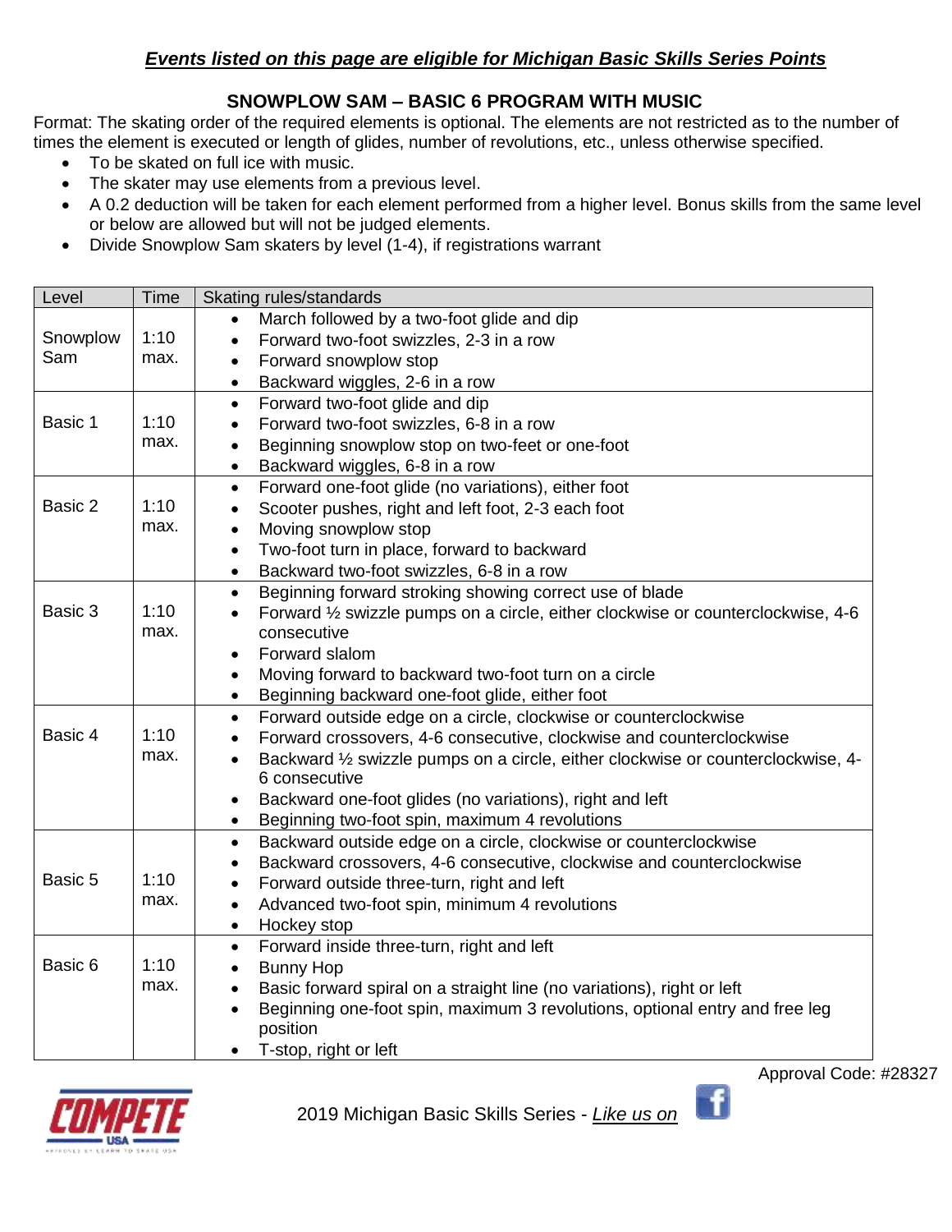***Events listed on this page are eligible for Michigan Basic Skills Series Points***

## SNOWPLOW SAM – BASIC 6 PROGRAM WITH MUSIC

Format: The skating order of the required elements is optional. The elements are not restricted as to the number of times the element is executed or length of glides, number of revolutions, etc., unless otherwise specified.

- To be skated on full ice with music.
- The skater may use elements from a previous level.
- A 0.2 deduction will be taken for each element performed from a higher level. Bonus skills from the same level or below are allowed but will not be judged elements.
- Divide Snowplow Sam skaters by level (1-4), if registrations warrant

| Level | Time | Skating rules/standards |
|---|---|---|
| Snowplow Sam | 1:10 max. | • March followed by a two-foot glide and dip<br>• Forward two-foot swizzles, 2-3 in a row<br>• Forward snowplow stop<br>• Backward wiggles, 2-6 in a row |
| Basic 1 | 1:10 max. | • Forward two-foot glide and dip<br>• Forward two-foot swizzles, 6-8 in a row<br>• Beginning snowplow stop on two-feet or one-foot<br>• Backward wiggles, 6-8 in a row |
| Basic 2 | 1:10 max. | • Forward one-foot glide (no variations), either foot<br>• Scooter pushes, right and left foot, 2-3 each foot<br>• Moving snowplow stop<br>• Two-foot turn in place, forward to backward<br>• Backward two-foot swizzles, 6-8 in a row |
| Basic 3 | 1:10 max. | • Beginning forward stroking showing correct use of blade<br>• Forward ½ swizzle pumps on a circle, either clockwise or counterclockwise, 4-6 consecutive<br>• Forward slalom<br>• Moving forward to backward two-foot turn on a circle<br>• Beginning backward one-foot glide, either foot |
| Basic 4 | 1:10 max. | • Forward outside edge on a circle, clockwise or counterclockwise<br>• Forward crossovers, 4-6 consecutive, clockwise and counterclockwise<br>• Backward ½ swizzle pumps on a circle, either clockwise or counterclockwise, 4-6 consecutive<br>• Backward one-foot glides (no variations), right and left<br>• Beginning two-foot spin, maximum 4 revolutions |
| Basic 5 | 1:10 max. | • Backward outside edge on a circle, clockwise or counterclockwise<br>• Backward crossovers, 4-6 consecutive, clockwise and counterclockwise<br>• Forward outside three-turn, right and left<br>• Advanced two-foot spin, minimum 4 revolutions<br>• Hockey stop |
| Basic 6 | 1:10 max. | • Forward inside three-turn, right and left<br>• Bunny Hop<br>• Basic forward spiral on a straight line (no variations), right or left<br>• Beginning one-foot spin, maximum 3 revolutions, optional entry and free leg position<br>• T-stop, right or left |

Approval Code: #28327

2019 Michigan Basic Skills Series - *Like us on*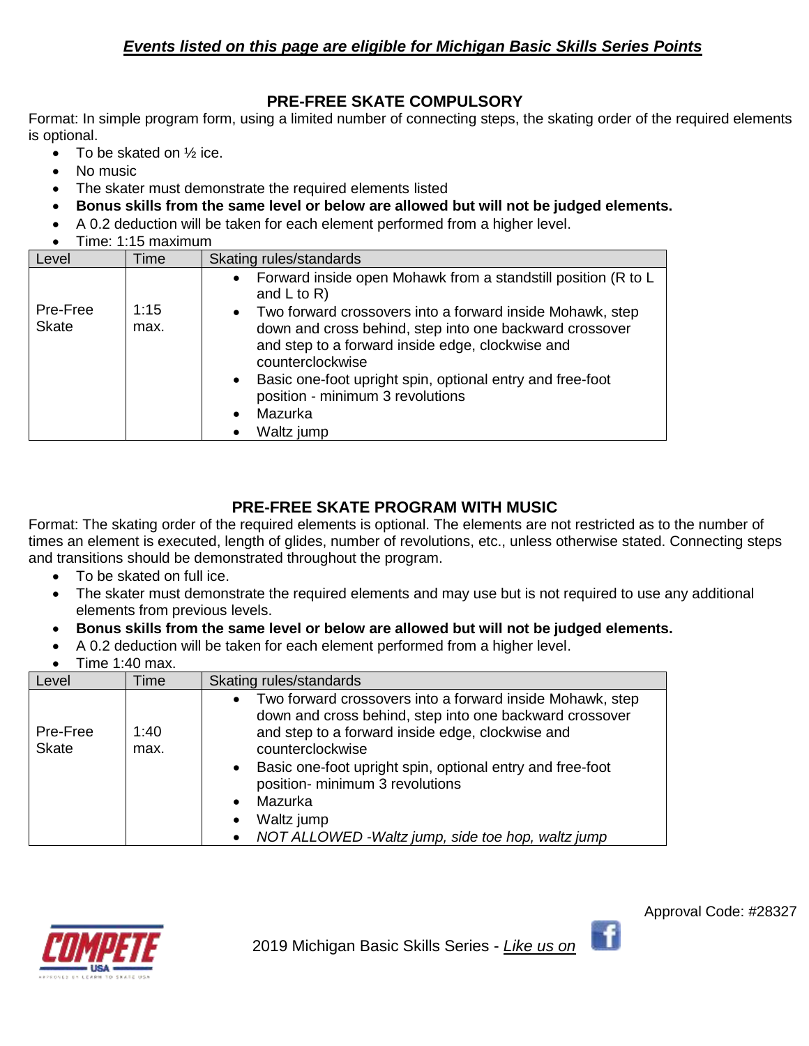***Events listed on this page are eligible for Michigan Basic Skills Series Points***

## PRE-FREE SKATE COMPULSORY

Format: In simple program form, using a limited number of connecting steps, the skating order of the required elements is optional.

- To be skated on ½ ice.
- No music
- The skater must demonstrate the required elements listed
- **Bonus skills from the same level or below are allowed but will not be judged elements.**
- A 0.2 deduction will be taken for each element performed from a higher level.
- Time: 1:15 maximum

| Level | Time | Skating rules/standards |
|---|---|---|
| Pre-Free Skate | 1:15 max. | • Forward inside open Mohawk from a standstill position (R to L and L to R)<br>• Two forward crossovers into a forward inside Mohawk, step down and cross behind, step into one backward crossover and step to a forward inside edge, clockwise and counterclockwise<br>• Basic one-foot upright spin, optional entry and free-foot position - minimum 3 revolutions<br>• Mazurka<br>• Waltz jump |

## PRE-FREE SKATE PROGRAM WITH MUSIC

Format: The skating order of the required elements is optional. The elements are not restricted as to the number of times an element is executed, length of glides, number of revolutions, etc., unless otherwise stated. Connecting steps and transitions should be demonstrated throughout the program.

- To be skated on full ice.
- The skater must demonstrate the required elements and may use but is not required to use any additional elements from previous levels.
- **Bonus skills from the same level or below are allowed but will not be judged elements.**
- A 0.2 deduction will be taken for each element performed from a higher level.
- Time 1:40 max.

| Level | Time | Skating rules/standards |
|---|---|---|
| Pre-Free Skate | 1:40 max. | • Two forward crossovers into a forward inside Mohawk, step down and cross behind, step into one backward crossover and step to a forward inside edge, clockwise and counterclockwise<br>• Basic one-foot upright spin, optional entry and free-foot position- minimum 3 revolutions<br>• Mazurka<br>• Waltz jump<br>• *NOT ALLOWED -Waltz jump, side toe hop, waltz jump* |

Approval Code: #28327

2019 Michigan Basic Skills Series - *Like us on*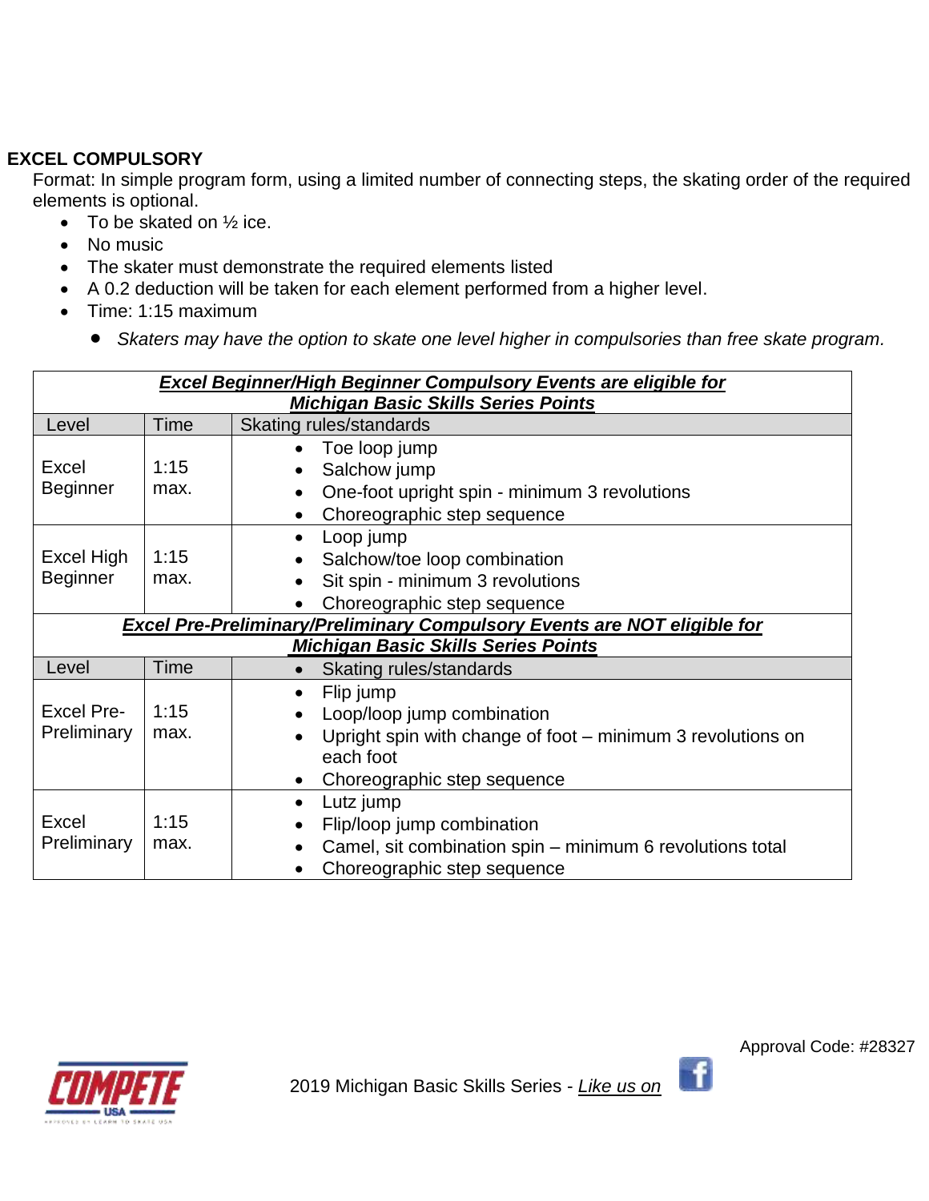## EXCEL COMPULSORY

Format: In simple program form, using a limited number of connecting steps, the skating order of the required elements is optional.

- To be skated on ½ ice.
- No music
- The skater must demonstrate the required elements listed
- A 0.2 deduction will be taken for each element performed from a higher level.
- Time: 1:15 maximum
  - *Skaters may have the option to skate one level higher in compulsories than free skate program.*

| ***Excel Beginner/High Beginner Compulsory Events are eligible for Michigan Basic Skills Series Points*** | | |
|---|---|---|
| Level | Time | Skating rules/standards |
| Excel Beginner | 1:15 max. | • Toe loop jump<br>• Salchow jump<br>• One-foot upright spin - minimum 3 revolutions<br>• Choreographic step sequence |
| Excel High Beginner | 1:15 max. | • Loop jump<br>• Salchow/toe loop combination<br>• Sit spin - minimum 3 revolutions<br>• Choreographic step sequence |
| ***Excel Pre-Preliminary/Preliminary Compulsory Events are NOT eligible for Michigan Basic Skills Series Points*** | | |
| Level | Time | • Skating rules/standards |
| Excel Pre-Preliminary | 1:15 max. | • Flip jump<br>• Loop/loop jump combination<br>• Upright spin with change of foot – minimum 3 revolutions on each foot<br>• Choreographic step sequence |
| Excel Preliminary | 1:15 max. | • Lutz jump<br>• Flip/loop jump combination<br>• Camel, sit combination spin – minimum 6 revolutions total<br>• Choreographic step sequence |

Approval Code: #28327

2019 Michigan Basic Skills Series - *Like us on*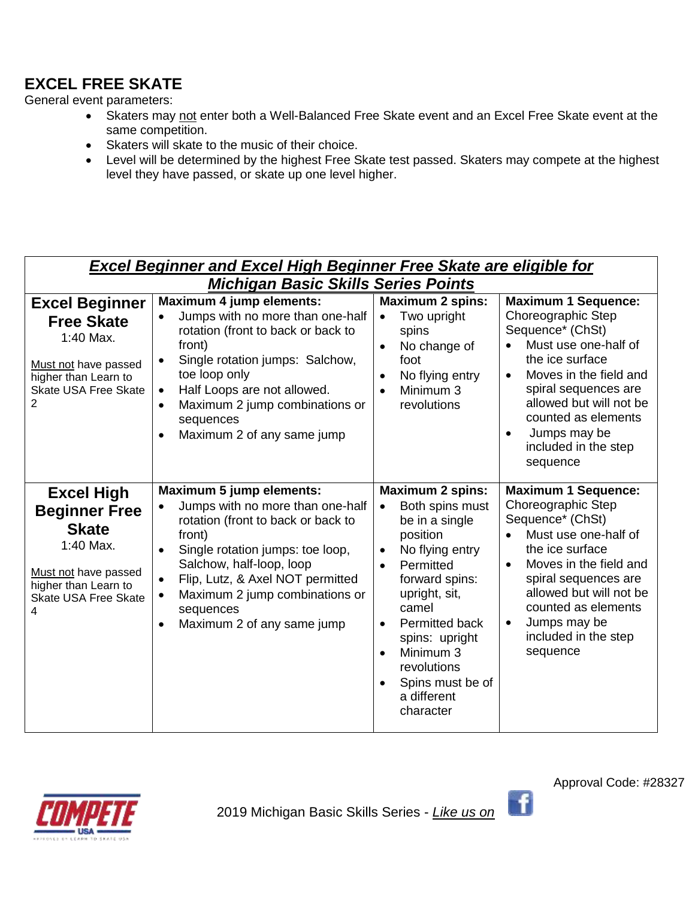## EXCEL FREE SKATE

General event parameters:

- Skaters may not enter both a Well-Balanced Free Skate event and an Excel Free Skate event at the same competition.
- Skaters will skate to the music of their choice.
- Level will be determined by the highest Free Skate test passed. Skaters may compete at the highest level they have passed, or skate up one level higher.

| ***Excel Beginner and Excel High Beginner Free Skate are eligible for Michigan Basic Skills Series Points*** | | | |
|---|---|---|---|
| **Excel Beginner Free Skate**<br>1:40 Max.<br><br>Must not have passed higher than Learn to Skate USA Free Skate 2 | **Maximum 4 jump elements:**<br>• Jumps with no more than one-half rotation (front to back or back to front)<br>• Single rotation jumps: Salchow, toe loop only<br>• Half Loops are not allowed.<br>• Maximum 2 jump combinations or sequences<br>• Maximum 2 of any same jump | **Maximum 2 spins:**<br>• Two upright spins<br>• No change of foot<br>• No flying entry<br>• Minimum 3 revolutions | **Maximum 1 Sequence:**<br>Choreographic Step Sequence* (ChSt)<br>• Must use one-half of the ice surface<br>• Moves in the field and spiral sequences are allowed but will not be counted as elements<br>• Jumps may be included in the step sequence |
| **Excel High Beginner Free Skate**<br>1:40 Max.<br><br>Must not have passed higher than Learn to Skate USA Free Skate 4 | **Maximum 5 jump elements:**<br>• Jumps with no more than one-half rotation (front to back or back to front)<br>• Single rotation jumps: toe loop, Salchow, half-loop, loop<br>• Flip, Lutz, & Axel NOT permitted<br>• Maximum 2 jump combinations or sequences<br>• Maximum 2 of any same jump | **Maximum 2 spins:**<br>• Both spins must be in a single position<br>• No flying entry<br>• Permitted forward spins: upright, sit, camel<br>• Permitted back spins: upright<br>• Minimum 3 revolutions<br>• Spins must be of a different character | **Maximum 1 Sequence:**<br>Choreographic Step Sequence* (ChSt)<br>• Must use one-half of the ice surface<br>• Moves in the field and spiral sequences are allowed but will not be counted as elements<br>• Jumps may be included in the step sequence |

Approval Code: #28327

2019 Michigan Basic Skills Series - *Like us on*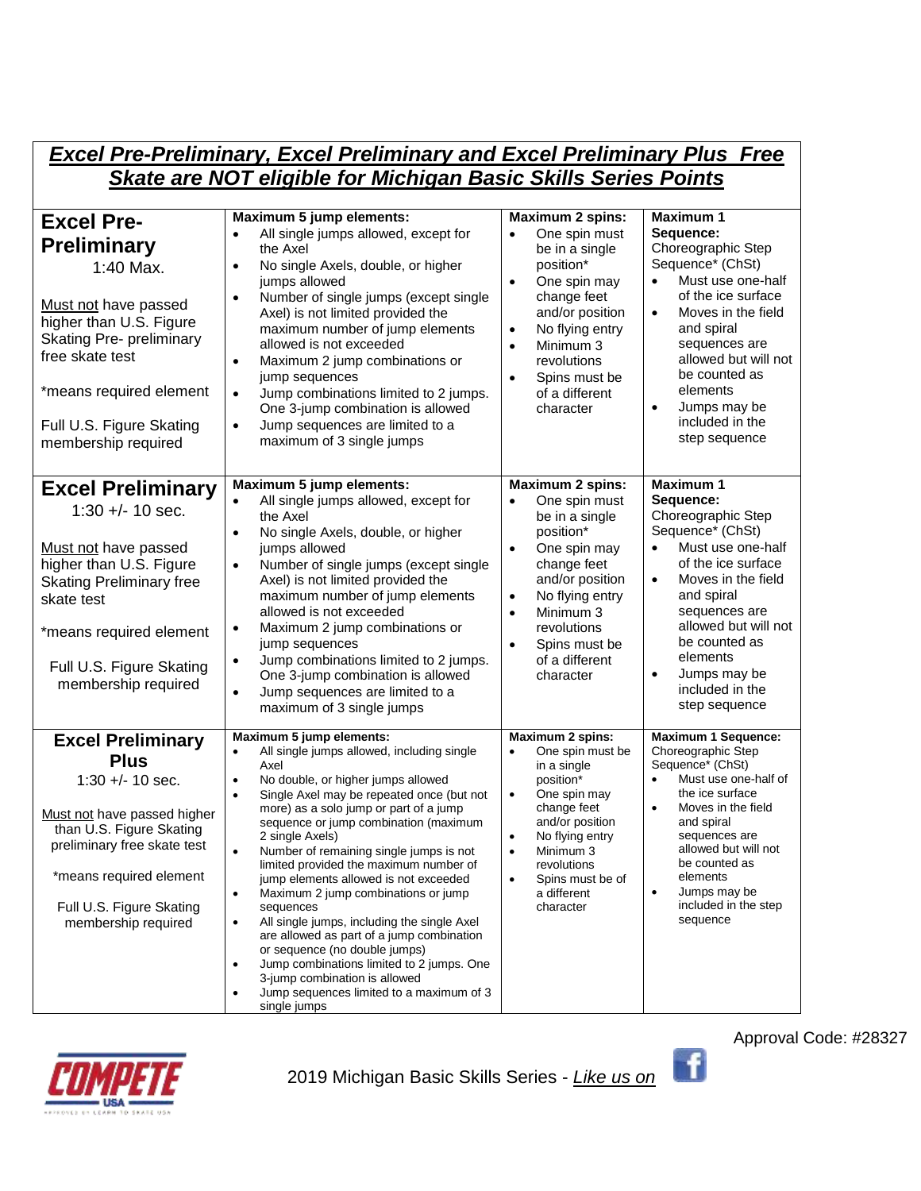## *Excel Pre-Preliminary, Excel Preliminary and Excel Preliminary Plus Free Skate are NOT eligible for Michigan Basic Skills Series Points*

| | | | |
|---|---|---|---|
| **Excel Pre-Preliminary**<br>1:40 Max.<br><br>Must not have passed higher than U.S. Figure Skating Pre- preliminary free skate test<br><br>*means required element<br><br>Full U.S. Figure Skating membership required | **Maximum 5 jump elements:**<br>• All single jumps allowed, except for the Axel<br>• No single Axels, double, or higher jumps allowed<br>• Number of single jumps (except single Axel) is not limited provided the maximum number of jump elements allowed is not exceeded<br>• Maximum 2 jump combinations or jump sequences<br>• Jump combinations limited to 2 jumps. One 3-jump combination is allowed<br>• Jump sequences are limited to a maximum of 3 single jumps | **Maximum 2 spins:**<br>• One spin must be in a single position*<br>• One spin may change feet and/or position<br>• No flying entry<br>• Minimum 3 revolutions<br>• Spins must be of a different character | **Maximum 1 Sequence:**<br>Choreographic Step Sequence* (ChSt)<br>• Must use one-half of the ice surface<br>• Moves in the field and spiral sequences are allowed but will not be counted as elements<br>• Jumps may be included in the step sequence |
| **Excel Preliminary**<br>1:30 +/- 10 sec.<br><br>Must not have passed higher than U.S. Figure Skating Preliminary free skate test<br><br>*means required element<br><br>Full U.S. Figure Skating membership required | **Maximum 5 jump elements:**<br>• All single jumps allowed, except for the Axel<br>• No single Axels, double, or higher jumps allowed<br>• Number of single jumps (except single Axel) is not limited provided the maximum number of jump elements allowed is not exceeded<br>• Maximum 2 jump combinations or jump sequences<br>• Jump combinations limited to 2 jumps. One 3-jump combination is allowed<br>• Jump sequences are limited to a maximum of 3 single jumps | **Maximum 2 spins:**<br>• One spin must be in a single position*<br>• One spin may change feet and/or position<br>• No flying entry<br>• Minimum 3 revolutions<br>• Spins must be of a different character | **Maximum 1 Sequence:**<br>Choreographic Step Sequence* (ChSt)<br>• Must use one-half of the ice surface<br>• Moves in the field and spiral sequences are allowed but will not be counted as elements<br>• Jumps may be included in the step sequence |
| **Excel Preliminary Plus**<br>1:30 +/- 10 sec.<br><br>Must not have passed higher than U.S. Figure Skating preliminary free skate test<br><br>*means required element<br><br>Full U.S. Figure Skating membership required | **Maximum 5 jump elements:**<br>• All single jumps allowed, including single Axel<br>• No double, or higher jumps allowed<br>• Single Axel may be repeated once (but not more) as a solo jump or part of a jump sequence or jump combination (maximum 2 single Axels)<br>• Number of remaining single jumps is not limited provided the maximum number of jump elements allowed is not exceeded<br>• Maximum 2 jump combinations or jump sequences<br>• All single jumps, including the single Axel are allowed as part of a jump combination or sequence (no double jumps)<br>• Jump combinations limited to 2 jumps. One 3-jump combination is allowed<br>• Jump sequences limited to a maximum of 3 single jumps | **Maximum 2 spins:**<br>• One spin must be in a single position*<br>• One spin may change feet and/or position<br>• No flying entry<br>• Minimum 3 revolutions<br>• Spins must be of a different character | **Maximum 1 Sequence:**<br>Choreographic Step Sequence* (ChSt)<br>• Must use one-half of the ice surface<br>• Moves in the field and spiral sequences are allowed but will not be counted as elements<br>• Jumps may be included in the step sequence |

Approval Code: #28327

2019 Michigan Basic Skills Series - *Like us on*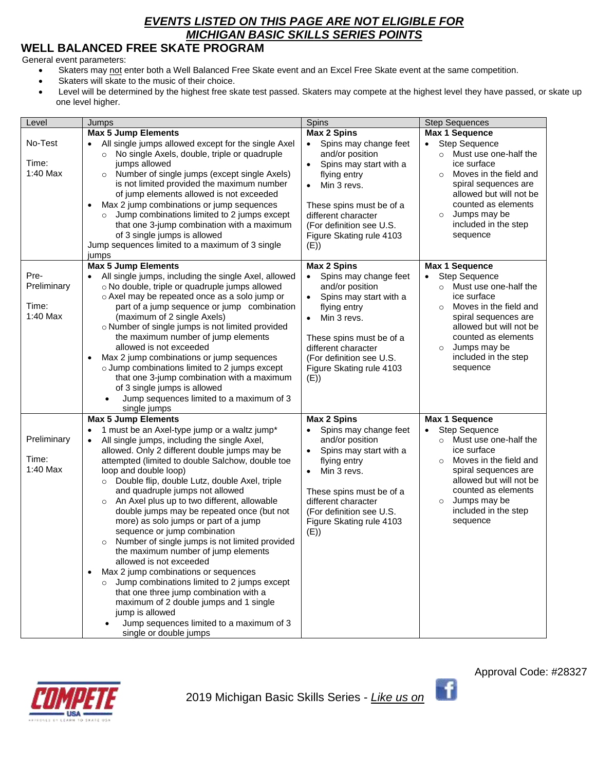***EVENTS LISTED ON THIS PAGE ARE NOT ELIGIBLE FOR MICHIGAN BASIC SKILLS SERIES POINTS***

## WELL BALANCED FREE SKATE PROGRAM

General event parameters:

- Skaters may not enter both a Well Balanced Free Skate event and an Excel Free Skate event at the same competition.
- Skaters will skate to the music of their choice.
- Level will be determined by the highest free skate test passed. Skaters may compete at the highest level they have passed, or skate up one level higher.

| Level | Jumps | Spins | Step Sequences |
|---|---|---|---|
| No-Test<br><br>Time:<br>1:40 Max | **Max 5 Jump Elements**<br>• All single jumps allowed except for the single Axel<br>○ No single Axels, double, triple or quadruple jumps allowed<br>○ Number of single jumps (except single Axels) is not limited provided the maximum number of jump elements allowed is not exceeded<br>• Max 2 jump combinations or jump sequences<br>○ Jump combinations limited to 2 jumps except that one 3-jump combination with a maximum of 3 single jumps is allowed<br>Jump sequences limited to a maximum of 3 single jumps | **Max 2 Spins**<br>• Spins may change feet and/or position<br>• Spins may start with a flying entry<br>• Min 3 revs.<br><br>These spins must be of a different character (For definition see U.S. Figure Skating rule 4103 (E)) | **Max 1 Sequence**<br>• Step Sequence<br>○ Must use one-half the ice surface<br>○ Moves in the field and spiral sequences are allowed but will not be counted as elements<br>○ Jumps may be included in the step sequence |
| Pre-Preliminary<br><br>Time:<br>1:40 Max | **Max 5 Jump Elements**<br>• All single jumps, including the single Axel, allowed<br>○ No double, triple or quadruple jumps allowed<br>○ Axel may be repeated once as a solo jump or part of a jump sequence or jump combination (maximum of 2 single Axels)<br>○ Number of single jumps is not limited provided the maximum number of jump elements allowed is not exceeded<br>• Max 2 jump combinations or jump sequences<br>○ Jump combinations limited to 2 jumps except that one 3-jump combination with a maximum of 3 single jumps is allowed<br>• Jump sequences limited to a maximum of 3 single jumps | **Max 2 Spins**<br>• Spins may change feet and/or position<br>• Spins may start with a flying entry<br>• Min 3 revs.<br><br>These spins must be of a different character (For definition see U.S. Figure Skating rule 4103 (E)) | **Max 1 Sequence**<br>• Step Sequence<br>○ Must use one-half the ice surface<br>○ Moves in the field and spiral sequences are allowed but will not be counted as elements<br>○ Jumps may be included in the step sequence |
| Preliminary<br><br>Time:<br>1:40 Max | **Max 5 Jump Elements**<br>• 1 must be an Axel-type jump or a waltz jump*<br>• All single jumps, including the single Axel, allowed. Only 2 different double jumps may be attempted (limited to double Salchow, double toe loop and double loop)<br>○ Double flip, double Lutz, double Axel, triple and quadruple jumps not allowed<br>○ An Axel plus up to two different, allowable double jumps may be repeated once (but not more) as solo jumps or part of a jump sequence or jump combination<br>○ Number of single jumps is not limited provided the maximum number of jump elements allowed is not exceeded<br>• Max 2 jump combinations or sequences<br>○ Jump combinations limited to 2 jumps except that one three jump combination with a maximum of 2 double jumps and 1 single jump is allowed<br>• Jump sequences limited to a maximum of 3 single or double jumps | **Max 2 Spins**<br>• Spins may change feet and/or position<br>• Spins may start with a flying entry<br>• Min 3 revs.<br><br>These spins must be of a different character (For definition see U.S. Figure Skating rule 4103 (E)) | **Max 1 Sequence**<br>• Step Sequence<br>○ Must use one-half the ice surface<br>○ Moves in the field and spiral sequences are allowed but will not be counted as elements<br>○ Jumps may be included in the step sequence |

Approval Code: #28327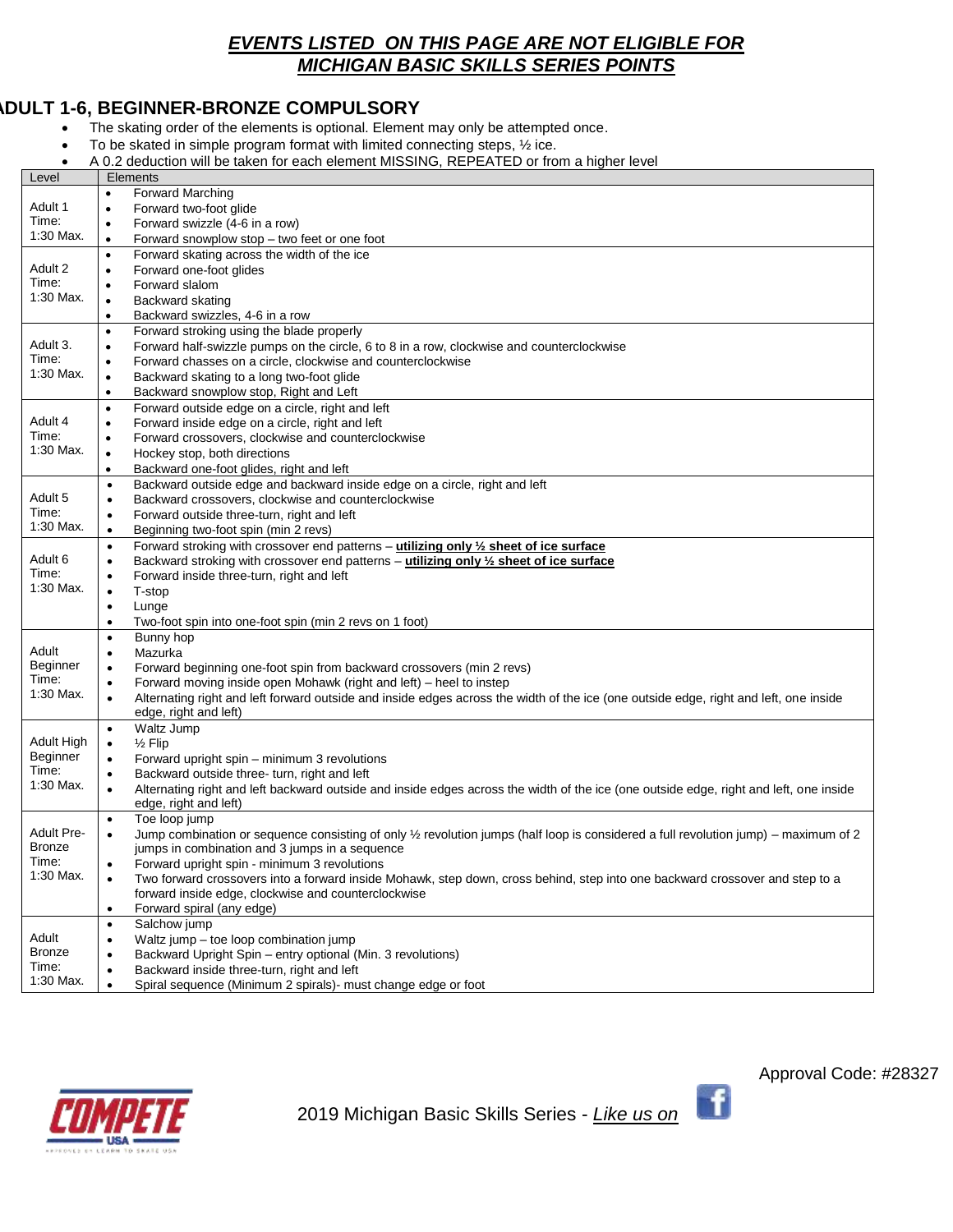***EVENTS LISTED ON THIS PAGE ARE NOT ELIGIBLE FOR MICHIGAN BASIC SKILLS SERIES POINTS***

## ADULT 1-6, BEGINNER-BRONZE COMPULSORY

- The skating order of the elements is optional. Element may only be attempted once.
- To be skated in simple program format with limited connecting steps, ½ ice.
- A 0.2 deduction will be taken for each element MISSING, REPEATED or from a higher level

| Level | Elements |
|---|---|
| Adult 1<br>Time:<br>1:30 Max. | • Forward Marching<br>• Forward two-foot glide<br>• Forward swizzle (4-6 in a row)<br>• Forward snowplow stop – two feet or one foot |
| Adult 2<br>Time:<br>1:30 Max. | • Forward skating across the width of the ice<br>• Forward one-foot glides<br>• Forward slalom<br>• Backward skating<br>• Backward swizzles, 4-6 in a row |
| Adult 3.<br>Time:<br>1:30 Max. | • Forward stroking using the blade properly<br>• Forward half-swizzle pumps on the circle, 6 to 8 in a row, clockwise and counterclockwise<br>• Forward chasses on a circle, clockwise and counterclockwise<br>• Backward skating to a long two-foot glide<br>• Backward snowplow stop, Right and Left |
| Adult 4<br>Time:<br>1:30 Max. | • Forward outside edge on a circle, right and left<br>• Forward inside edge on a circle, right and left<br>• Forward crossovers, clockwise and counterclockwise<br>• Hockey stop, both directions<br>• Backward one-foot glides, right and left |
| Adult 5<br>Time:<br>1:30 Max. | • Backward outside edge and backward inside edge on a circle, right and left<br>• Backward crossovers, clockwise and counterclockwise<br>• Forward outside three-turn, right and left<br>• Beginning two-foot spin (min 2 revs) |
| Adult 6<br>Time:<br>1:30 Max. | • Forward stroking with crossover end patterns – **utilizing only ½ sheet of ice surface**<br>• Backward stroking with crossover end patterns – **utilizing only ½ sheet of ice surface**<br>• Forward inside three-turn, right and left<br>• T-stop<br>• Lunge<br>• Two-foot spin into one-foot spin (min 2 revs on 1 foot) |
| Adult Beginner<br>Time:<br>1:30 Max. | • Bunny hop<br>• Mazurka<br>• Forward beginning one-foot spin from backward crossovers (min 2 revs)<br>• Forward moving inside open Mohawk (right and left) – heel to instep<br>• Alternating right and left forward outside and inside edges across the width of the ice (one outside edge, right and left, one inside edge, right and left) |
| Adult High Beginner<br>Time:<br>1:30 Max. | • Waltz Jump<br>• ½ Flip<br>• Forward upright spin – minimum 3 revolutions<br>• Backward outside three- turn, right and left<br>• Alternating right and left backward outside and inside edges across the width of the ice (one outside edge, right and left, one inside edge, right and left) |
| Adult Pre-Bronze<br>Time:<br>1:30 Max. | • Toe loop jump<br>• Jump combination or sequence consisting of only ½ revolution jumps (half loop is considered a full revolution jump) – maximum of 2 jumps in combination and 3 jumps in a sequence<br>• Forward upright spin - minimum 3 revolutions<br>• Two forward crossovers into a forward inside Mohawk, step down, cross behind, step into one backward crossover and step to a forward inside edge, clockwise and counterclockwise<br>• Forward spiral (any edge) |
| Adult Bronze<br>Time:<br>1:30 Max. | • Salchow jump<br>• Waltz jump – toe loop combination jump<br>• Backward Upright Spin – entry optional (Min. 3 revolutions)<br>• Backward inside three-turn, right and left<br>• Spiral sequence (Minimum 2 spirals)- must change edge or foot |

Approval Code: #28327

2019 Michigan Basic Skills Series - *Like us on*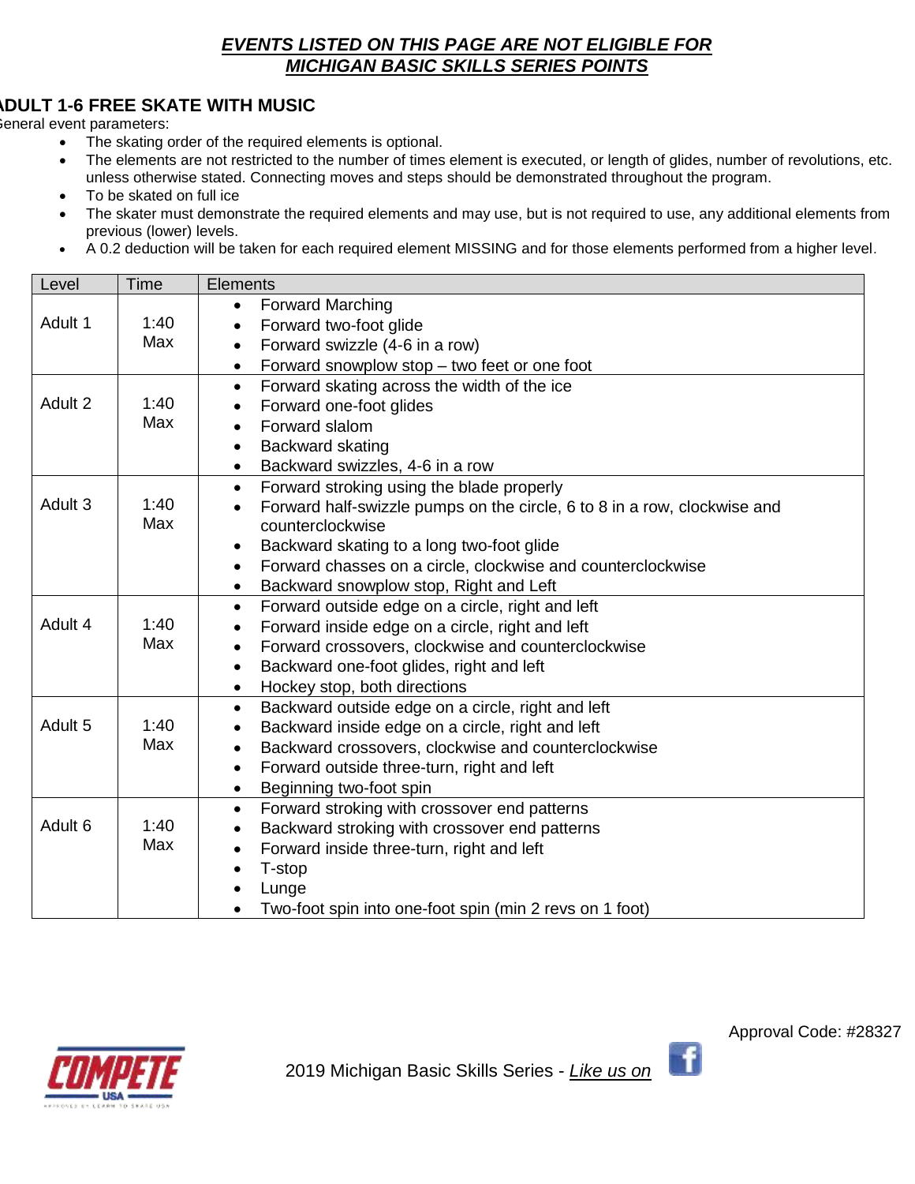***EVENTS LISTED ON THIS PAGE ARE NOT ELIGIBLE FOR MICHIGAN BASIC SKILLS SERIES POINTS***

## ADULT 1-6 FREE SKATE WITH MUSIC

General event parameters:

- The skating order of the required elements is optional.
- The elements are not restricted to the number of times element is executed, or length of glides, number of revolutions, etc. unless otherwise stated. Connecting moves and steps should be demonstrated throughout the program.
- To be skated on full ice
- The skater must demonstrate the required elements and may use, but is not required to use, any additional elements from previous (lower) levels.
- A 0.2 deduction will be taken for each required element MISSING and for those elements performed from a higher level.

| Level | Time | Elements |
|---|---|---|
| Adult 1 | 1:40 Max | • Forward Marching<br>• Forward two-foot glide<br>• Forward swizzle (4-6 in a row)<br>• Forward snowplow stop – two feet or one foot |
| Adult 2 | 1:40 Max | • Forward skating across the width of the ice<br>• Forward one-foot glides<br>• Forward slalom<br>• Backward skating<br>• Backward swizzles, 4-6 in a row |
| Adult 3 | 1:40 Max | • Forward stroking using the blade properly<br>• Forward half-swizzle pumps on the circle, 6 to 8 in a row, clockwise and counterclockwise<br>• Backward skating to a long two-foot glide<br>• Forward chasses on a circle, clockwise and counterclockwise<br>• Backward snowplow stop, Right and Left |
| Adult 4 | 1:40 Max | • Forward outside edge on a circle, right and left<br>• Forward inside edge on a circle, right and left<br>• Forward crossovers, clockwise and counterclockwise<br>• Backward one-foot glides, right and left<br>• Hockey stop, both directions |
| Adult 5 | 1:40 Max | • Backward outside edge on a circle, right and left<br>• Backward inside edge on a circle, right and left<br>• Backward crossovers, clockwise and counterclockwise<br>• Forward outside three-turn, right and left<br>• Beginning two-foot spin |
| Adult 6 | 1:40 Max | • Forward stroking with crossover end patterns<br>• Backward stroking with crossover end patterns<br>• Forward inside three-turn, right and left<br>• T-stop<br>• Lunge<br>• Two-foot spin into one-foot spin (min 2 revs on 1 foot) |

Approval Code: #28327

2019 Michigan Basic Skills Series - *Like us on*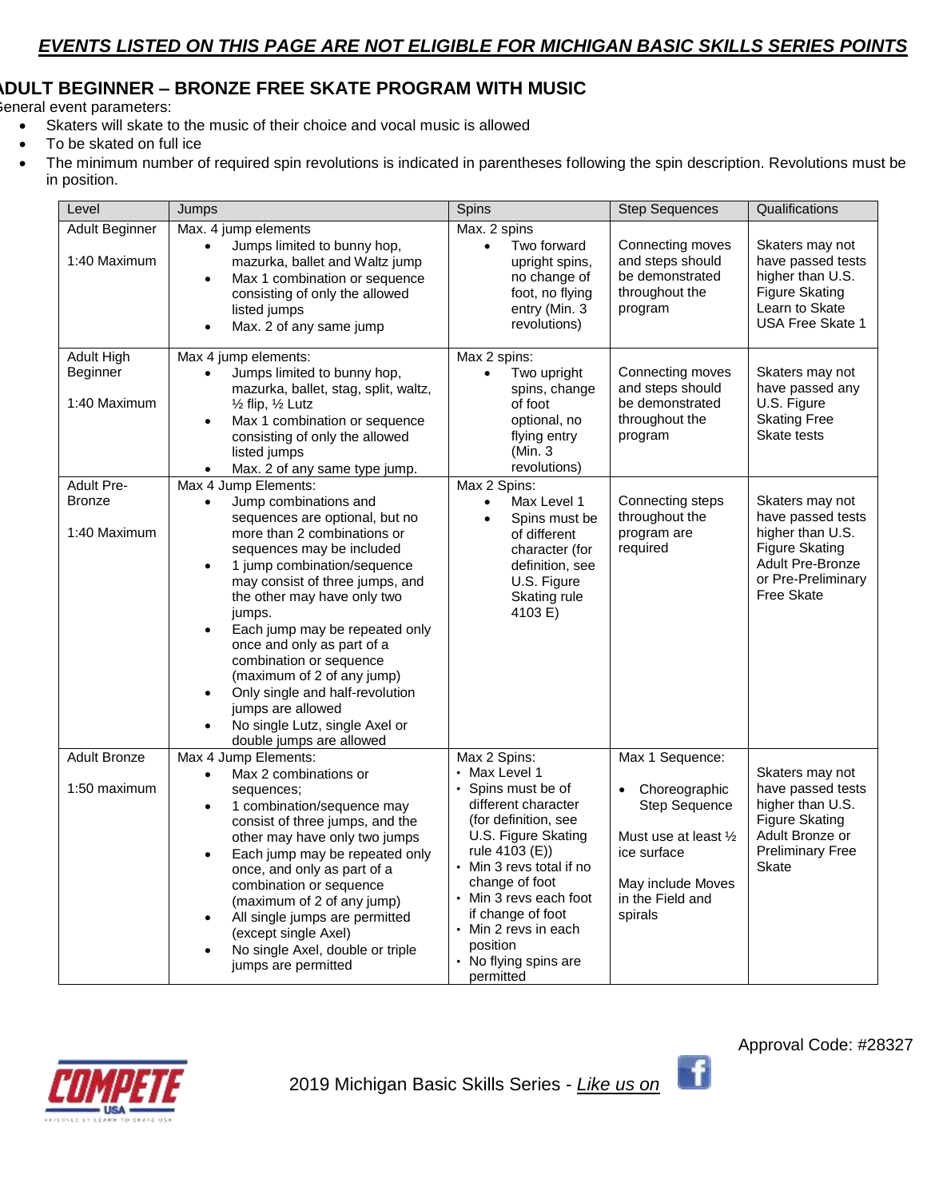***EVENTS LISTED ON THIS PAGE ARE NOT ELIGIBLE FOR MICHIGAN BASIC SKILLS SERIES POINTS***

## ADULT BEGINNER – BRONZE FREE SKATE PROGRAM WITH MUSIC

General event parameters:

- Skaters will skate to the music of their choice and vocal music is allowed
- To be skated on full ice
- The minimum number of required spin revolutions is indicated in parentheses following the spin description. Revolutions must be in position.

| Level | Jumps | Spins | Step Sequences | Qualifications |
|---|---|---|---|---|
| Adult Beginner<br><br>1:40 Maximum | Max. 4 jump elements<br>• Jumps limited to bunny hop, mazurka, ballet and Waltz jump<br>• Max 1 combination or sequence consisting of only the allowed listed jumps<br>• Max. 2 of any same jump | Max. 2 spins<br>• Two forward upright spins, no change of foot, no flying entry (Min. 3 revolutions) | Connecting moves and steps should be demonstrated throughout the program | Skaters may not have passed tests higher than U.S. Figure Skating Learn to Skate USA Free Skate 1 |
| Adult High Beginner<br><br>1:40 Maximum | Max 4 jump elements:<br>• Jumps limited to bunny hop, mazurka, ballet, stag, split, waltz, ½ flip, ½ Lutz<br>• Max 1 combination or sequence consisting of only the allowed listed jumps<br>• Max. 2 of any same type jump. | Max 2 spins:<br>• Two upright spins, change of foot optional, no flying entry (Min. 3 revolutions) | Connecting moves and steps should be demonstrated throughout the program | Skaters may not have passed any U.S. Figure Skating Free Skate tests |
| Adult Pre-Bronze<br><br>1:40 Maximum | Max 4 Jump Elements:<br>• Jump combinations and sequences are optional, but no more than 2 combinations or sequences may be included<br>• 1 jump combination/sequence may consist of three jumps, and the other may have only two jumps.<br>• Each jump may be repeated only once and only as part of a combination or sequence (maximum of 2 of any jump)<br>• Only single and half-revolution jumps are allowed<br>• No single Lutz, single Axel or double jumps are allowed | Max 2 Spins:<br>• Max Level 1<br>• Spins must be of different character (for definition, see U.S. Figure Skating rule 4103 E) | Connecting steps throughout the program are required | Skaters may not have passed tests higher than U.S. Figure Skating Adult Pre-Bronze or Pre-Preliminary Free Skate |
| Adult Bronze<br><br>1:50 maximum | Max 4 Jump Elements:<br>• Max 2 combinations or sequences;<br>• 1 combination/sequence may consist of three jumps, and the other may have only two jumps<br>• Each jump may be repeated only once, and only as part of a combination or sequence (maximum of 2 of any jump)<br>• All single jumps are permitted (except single Axel)<br>• No single Axel, double or triple jumps are permitted | Max 2 Spins:<br>• Max Level 1<br>• Spins must be of different character (for definition, see U.S. Figure Skating rule 4103 (E))<br>• Min 3 revs total if no change of foot<br>• Min 3 revs each foot if change of foot<br>• Min 2 revs in each position<br>• No flying spins are permitted | Max 1 Sequence:<br>• Choreographic Step Sequence<br><br>Must use at least ½ ice surface<br><br>May include Moves in the Field and spirals | Skaters may not have passed tests higher than U.S. Figure Skating Adult Bronze or Preliminary Free Skate |

Approval Code: #28327

2019 Michigan Basic Skills Series - *Like us on*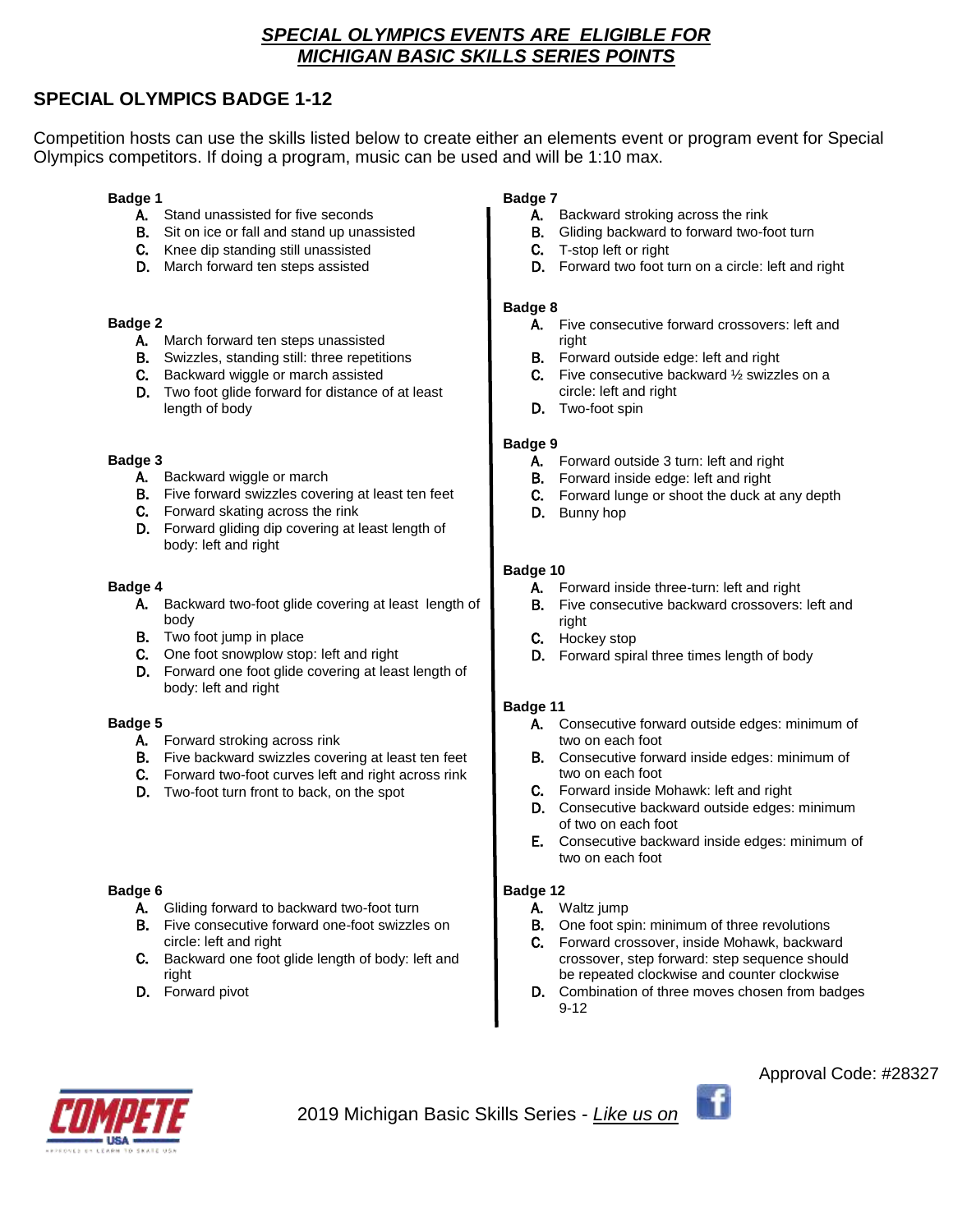***SPECIAL OLYMPICS EVENTS ARE ELIGIBLE FOR MICHIGAN BASIC SKILLS SERIES POINTS***

## SPECIAL OLYMPICS BADGE 1-12

Competition hosts can use the skills listed below to create either an elements event or program event for Special Olympics competitors. If doing a program, music can be used and will be 1:10 max.

**Badge 1**

A. Stand unassisted for five seconds
B. Sit on ice or fall and stand up unassisted
C. Knee dip standing still unassisted
D. March forward ten steps assisted

**Badge 2**

A. March forward ten steps unassisted
B. Swizzles, standing still: three repetitions
C. Backward wiggle or march assisted
D. Two foot glide forward for distance of at least length of body

**Badge 3**

A. Backward wiggle or march
B. Five forward swizzles covering at least ten feet
C. Forward skating across the rink
D. Forward gliding dip covering at least length of body: left and right

**Badge 4**

A. Backward two-foot glide covering at least length of body
B. Two foot jump in place
C. One foot snowplow stop: left and right
D. Forward one foot glide covering at least length of body: left and right

**Badge 5**

A. Forward stroking across rink
B. Five backward swizzles covering at least ten feet
C. Forward two-foot curves left and right across rink
D. Two-foot turn front to back, on the spot

**Badge 6**

A. Gliding forward to backward two-foot turn
B. Five consecutive forward one-foot swizzles on circle: left and right
C. Backward one foot glide length of body: left and right
D. Forward pivot

**Badge 7**

A. Backward stroking across the rink
B. Gliding backward to forward two-foot turn
C. T-stop left or right
D. Forward two foot turn on a circle: left and right

**Badge 8**

A. Five consecutive forward crossovers: left and right
B. Forward outside edge: left and right
C. Five consecutive backward ½ swizzles on a circle: left and right
D. Two-foot spin

**Badge 9**

A. Forward outside 3 turn: left and right
B. Forward inside edge: left and right
C. Forward lunge or shoot the duck at any depth
D. Bunny hop

**Badge 10**

A. Forward inside three-turn: left and right
B. Five consecutive backward crossovers: left and right
C. Hockey stop
D. Forward spiral three times length of body

**Badge 11**

A. Consecutive forward outside edges: minimum of two on each foot
B. Consecutive forward inside edges: minimum of two on each foot
C. Forward inside Mohawk: left and right
D. Consecutive backward outside edges: minimum of two on each foot
E. Consecutive backward inside edges: minimum of two on each foot

**Badge 12**

A. Waltz jump
B. One foot spin: minimum of three revolutions
C. Forward crossover, inside Mohawk, backward crossover, step forward: step sequence should be repeated clockwise and counter clockwise
D. Combination of three moves chosen from badges 9-12

Approval Code: #28327

2019 Michigan Basic Skills Series - *Like us on*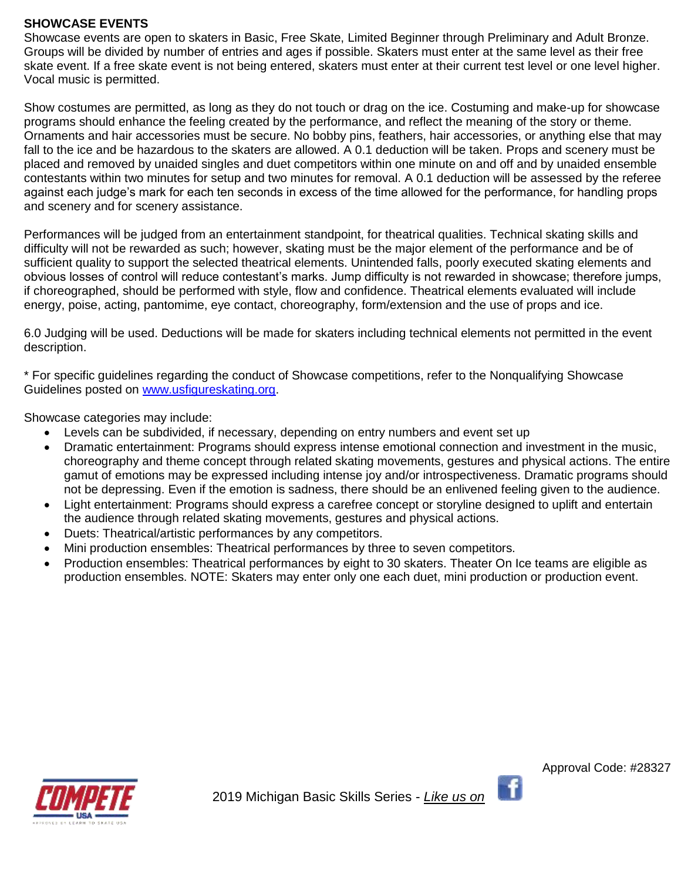**SHOWCASE EVENTS**

Showcase events are open to skaters in Basic, Free Skate, Limited Beginner through Preliminary and Adult Bronze. Groups will be divided by number of entries and ages if possible. Skaters must enter at the same level as their free skate event. If a free skate event is not being entered, skaters must enter at their current test level or one level higher. Vocal music is permitted.

Show costumes are permitted, as long as they do not touch or drag on the ice. Costuming and make-up for showcase programs should enhance the feeling created by the performance, and reflect the meaning of the story or theme. Ornaments and hair accessories must be secure. No bobby pins, feathers, hair accessories, or anything else that may fall to the ice and be hazardous to the skaters are allowed. A 0.1 deduction will be taken. Props and scenery must be placed and removed by unaided singles and duet competitors within one minute on and off and by unaided ensemble contestants within two minutes for setup and two minutes for removal. A 0.1 deduction will be assessed by the referee against each judge's mark for each ten seconds in excess of the time allowed for the performance, for handling props and scenery and for scenery assistance.

Performances will be judged from an entertainment standpoint, for theatrical qualities. Technical skating skills and difficulty will not be rewarded as such; however, skating must be the major element of the performance and be of sufficient quality to support the selected theatrical elements. Unintended falls, poorly executed skating elements and obvious losses of control will reduce contestant's marks. Jump difficulty is not rewarded in showcase; therefore jumps, if choreographed, should be performed with style, flow and confidence. Theatrical elements evaluated will include energy, poise, acting, pantomime, eye contact, choreography, form/extension and the use of props and ice.

6.0 Judging will be used. Deductions will be made for skaters including technical elements not permitted in the event description.

* For specific guidelines regarding the conduct of Showcase competitions, refer to the Nonqualifying Showcase Guidelines posted on [www.usfigureskating.org](http://www.usfigureskating.org).

Showcase categories may include:

- Levels can be subdivided, if necessary, depending on entry numbers and event set up
- Dramatic entertainment: Programs should express intense emotional connection and investment in the music, choreography and theme concept through related skating movements, gestures and physical actions. The entire gamut of emotions may be expressed including intense joy and/or introspectiveness. Dramatic programs should not be depressing. Even if the emotion is sadness, there should be an enlivened feeling given to the audience.
- Light entertainment: Programs should express a carefree concept or storyline designed to uplift and entertain the audience through related skating movements, gestures and physical actions.
- Duets: Theatrical/artistic performances by any competitors.
- Mini production ensembles: Theatrical performances by three to seven competitors.
- Production ensembles: Theatrical performances by eight to 30 skaters. Theater On Ice teams are eligible as production ensembles. NOTE: Skaters may enter only one each duet, mini production or production event.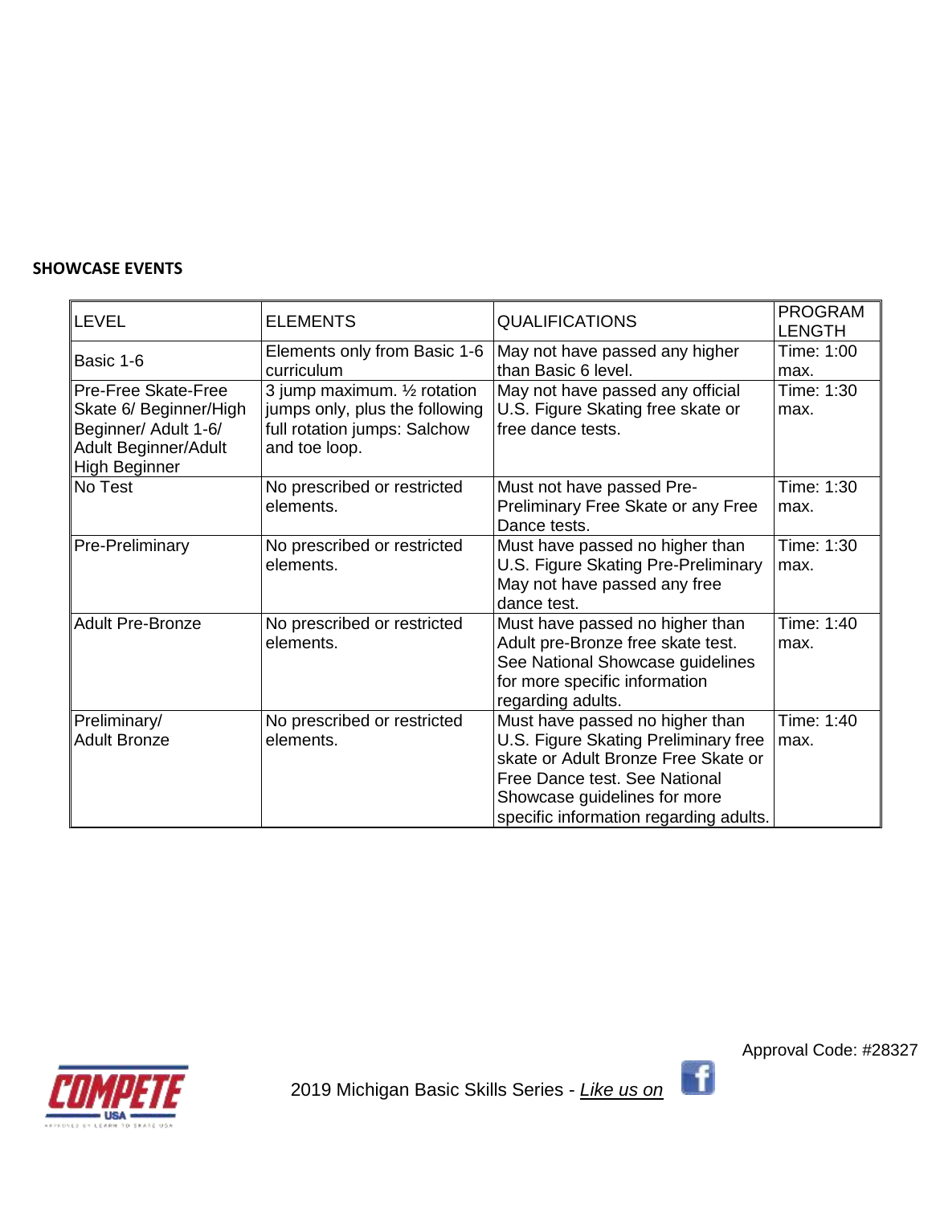**SHOWCASE EVENTS**

| LEVEL | ELEMENTS | QUALIFICATIONS | PROGRAM LENGTH |
|---|---|---|---|
| Basic 1-6 | Elements only from Basic 1-6 curriculum | May not have passed any higher than Basic 6 level. | Time: 1:00 max. |
| Pre-Free Skate-Free Skate 6/ Beginner/High Beginner/ Adult 1-6/ Adult Beginner/Adult High Beginner | 3 jump maximum. ½ rotation jumps only, plus the following full rotation jumps: Salchow and toe loop. | May not have passed any official U.S. Figure Skating free skate or free dance tests. | Time: 1:30 max. |
| No Test | No prescribed or restricted elements. | Must not have passed Pre-Preliminary Free Skate or any Free Dance tests. | Time: 1:30 max. |
| Pre-Preliminary | No prescribed or restricted elements. | Must have passed no higher than U.S. Figure Skating Pre-Preliminary May not have passed any free dance test. | Time: 1:30 max. |
| Adult Pre-Bronze | No prescribed or restricted elements. | Must have passed no higher than Adult pre-Bronze free skate test. See National Showcase guidelines for more specific information regarding adults. | Time: 1:40 max. |
| Preliminary/ Adult Bronze | No prescribed or restricted elements. | Must have passed no higher than U.S. Figure Skating Preliminary free skate or Adult Bronze Free Skate or Free Dance test. See National Showcase guidelines for more specific information regarding adults. | Time: 1:40 max. |

Approval Code: #28327

2019 Michigan Basic Skills Series - *Like us on*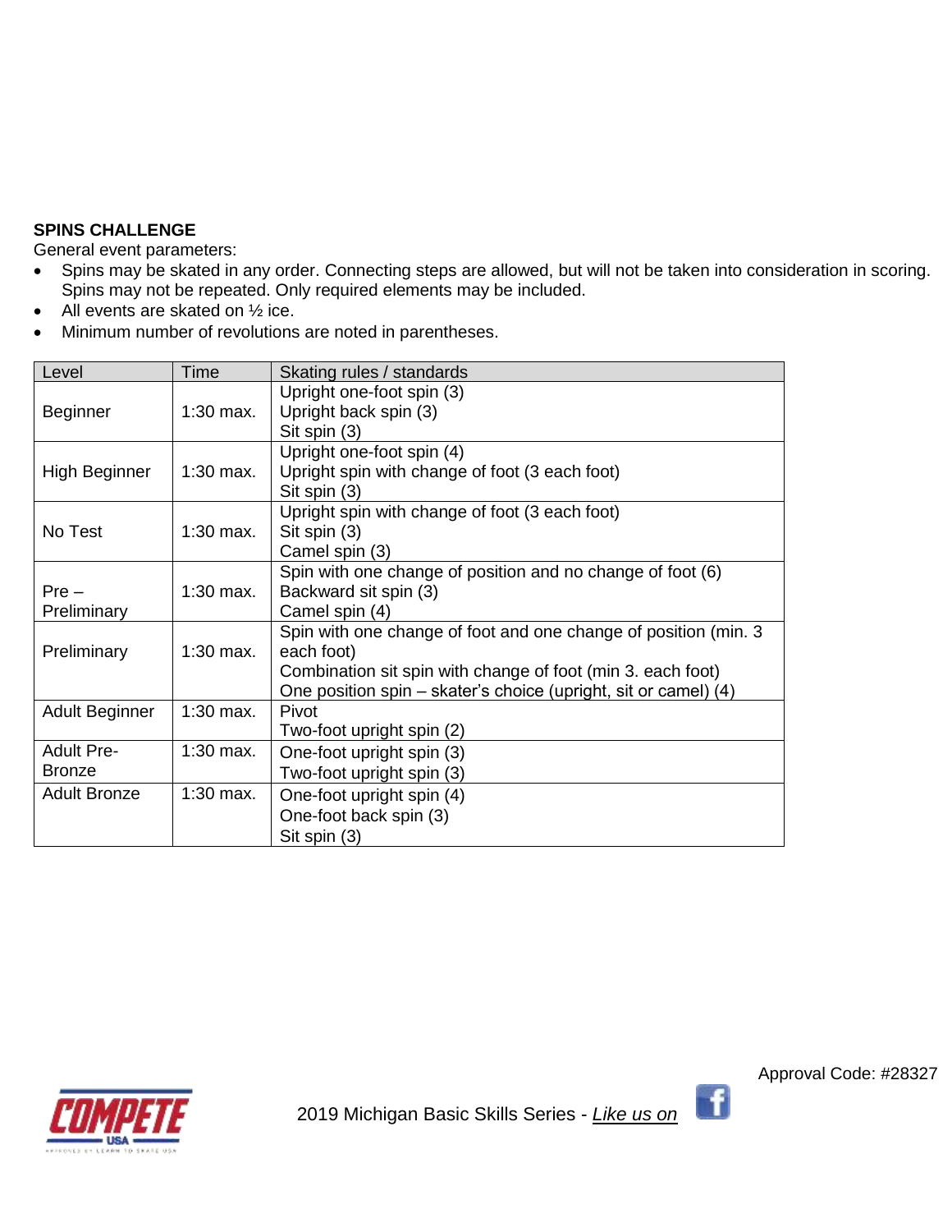**SPINS CHALLENGE**

General event parameters:

- Spins may be skated in any order. Connecting steps are allowed, but will not be taken into consideration in scoring. Spins may not be repeated. Only required elements may be included.
- All events are skated on ½ ice.
- Minimum number of revolutions are noted in parentheses.

| Level | Time | Skating rules / standards |
|---|---|---|
| Beginner | 1:30 max. | Upright one-foot spin (3)<br>Upright back spin (3)<br>Sit spin (3) |
| High Beginner | 1:30 max. | Upright one-foot spin (4)<br>Upright spin with change of foot (3 each foot)<br>Sit spin (3) |
| No Test | 1:30 max. | Upright spin with change of foot (3 each foot)<br>Sit spin (3)<br>Camel spin (3) |
| Pre – Preliminary | 1:30 max. | Spin with one change of position and no change of foot (6)<br>Backward sit spin (3)<br>Camel spin (4) |
| Preliminary | 1:30 max. | Spin with one change of foot and one change of position (min. 3 each foot)<br>Combination sit spin with change of foot (min 3. each foot)<br>One position spin – skater's choice (upright, sit or camel) (4) |
| Adult Beginner | 1:30 max. | Pivot<br>Two-foot upright spin (2) |
| Adult Pre-Bronze | 1:30 max. | One-foot upright spin (3)<br>Two-foot upright spin (3) |
| Adult Bronze | 1:30 max. | One-foot upright spin (4)<br>One-foot back spin (3)<br>Sit spin (3) |

Approval Code: #28327

2019 Michigan Basic Skills Series - *Like us on*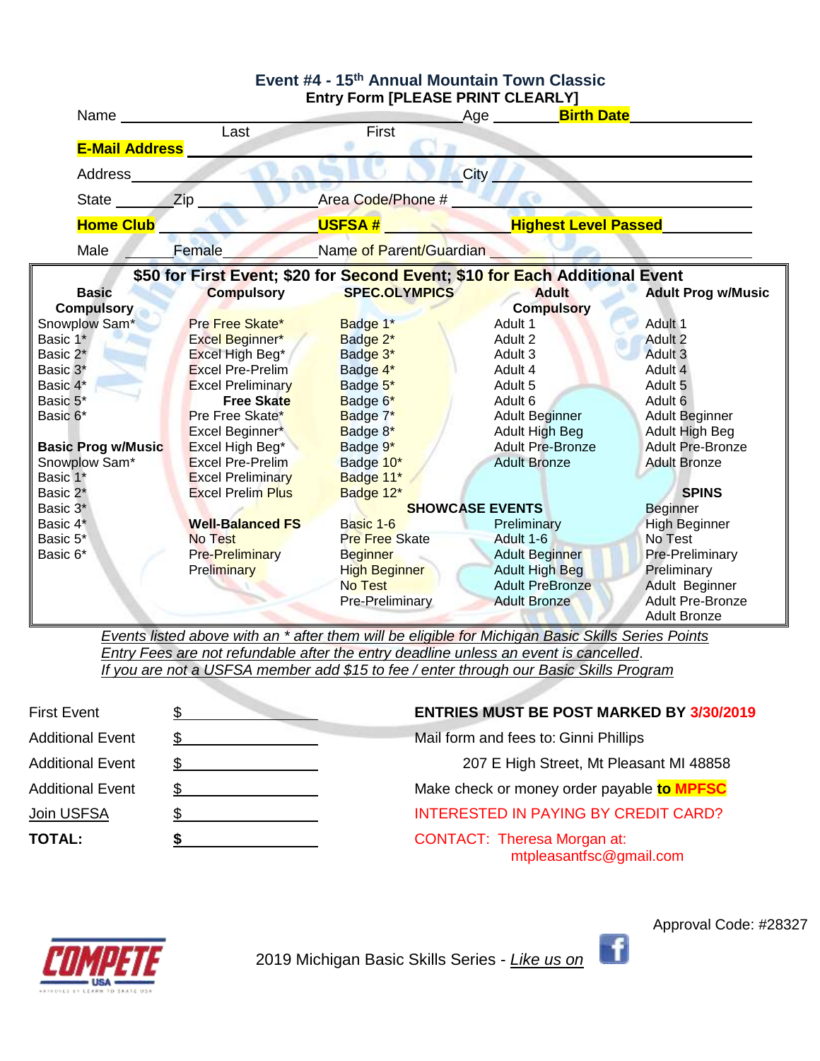## Event #4 - 15th Annual Mountain Town Classic

**Entry Form [PLEASE PRINT CLEARLY]**

Name ______________________________ Age ________ **Birth Date** ____________

Last                First

**E-Mail Address** ______________________________________________

Address ______________________________ City ______________________________

State ________ Zip ______________ Area Code/Phone # ______________________

**Home Club** ______________ **USFSA #** ______________ **Highest Level Passed** ______________

Male ________ Female ________ Name of Parent/Guardian ______________________

### $50 for First Event; $20 for Second Event; $10 for Each Additional Event

| Basic Compulsory | Compulsory | SPEC.OLYMPICS | Adult Compulsory | Adult Prog w/Music |
|---|---|---|---|---|
| Snowplow Sam* | Pre Free Skate* | Badge 1* | Adult 1 | Adult 1 |
| Basic 1* | Excel Beginner* | Badge 2* | Adult 2 | Adult 2 |
| Basic 2* | Excel High Beg* | Badge 3* | Adult 3 | Adult 3 |
| Basic 3* | Excel Pre-Prelim | Badge 4* | Adult 4 | Adult 4 |
| Basic 4* | Excel Preliminary | Badge 5* | Adult 5 | Adult 5 |
| Basic 5* | **Free Skate** | Badge 6* | Adult 6 | Adult 6 |
| Basic 6* | Pre Free Skate* | Badge 7* | Adult Beginner | Adult Beginner |
| | Excel Beginner* | Badge 8* | Adult High Beg | Adult High Beg |
| **Basic Prog w/Music** | Excel High Beg* | Badge 9* | Adult Pre-Bronze | Adult Pre-Bronze |
| Snowplow Sam* | Excel Pre-Prelim | Badge 10* | Adult Bronze | Adult Bronze |
| Basic 1* | Excel Preliminary | Badge 11* | | |
| Basic 2* | Excel Prelim Plus | Badge 12* | | **SPINS** |
| Basic 3* | | **SHOWCASE EVENTS** | | Beginner |
| Basic 4* | **Well-Balanced FS** | Basic 1-6 | Preliminary | High Beginner |
| Basic 5* | No Test | Pre Free Skate | Adult 1-6 | No Test |
| Basic 6* | Pre-Preliminary | Beginner | Adult Beginner | Pre-Preliminary |
| | Preliminary | High Beginner | Adult High Beg | Preliminary |
| | | No Test | Adult PreBronze | Adult Beginner |
| | | Pre-Preliminary | Adult Bronze | Adult Pre-Bronze |
| | | | | Adult Bronze |

*Events listed above with an * after them will be eligible for Michigan Basic Skills Series Points*

*Entry Fees are not refundable after the entry deadline unless an event is cancelled.*

*If you are not a USFSA member add $15 to fee / enter through our Basic Skills Program*

| | |
|---|---|
| First Event | $ __________ |
| Additional Event | $ __________ |
| Additional Event | $ __________ |
| Additional Event | $ __________ |
| Join USFSA | $ __________ |
| **TOTAL:** | **$** __________ |

**ENTRIES MUST BE POST MARKED BY 3/30/2019**

Mail form and fees to: Ginni Phillips

207 E High Street, Mt Pleasant MI 48858

Make check or money order payable **to MPFSC**

INTERESTED IN PAYING BY CREDIT CARD?

CONTACT: Theresa Morgan at:
mtpleasantfsc@gmail.com

Approval Code: #28327

2019 Michigan Basic Skills Series - *Like us on*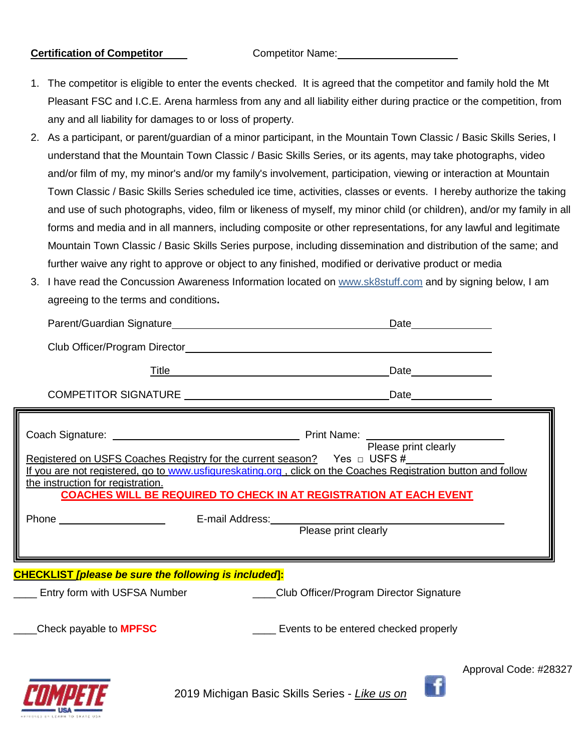**Certification of Competitor** Competitor Name:____________________

1. The competitor is eligible to enter the events checked. It is agreed that the competitor and family hold the Mt Pleasant FSC and I.C.E. Arena harmless from any and all liability either during practice or the competition, from any and all liability for damages to or loss of property.
2. As a participant, or parent/guardian of a minor participant, in the Mountain Town Classic / Basic Skills Series, I understand that the Mountain Town Classic / Basic Skills Series, or its agents, may take photographs, video and/or film of my, my minor's and/or my family's involvement, participation, viewing or interaction at Mountain Town Classic / Basic Skills Series scheduled ice time, activities, classes or events. I hereby authorize the taking and use of such photographs, video, film or likeness of myself, my minor child (or children), and/or my family in all forms and media and in all manners, including composite or other representations, for any lawful and legitimate Mountain Town Classic / Basic Skills Series purpose, including dissemination and distribution of the same; and further waive any right to approve or object to any finished, modified or derivative product or media
3. I have read the Concussion Awareness Information located on www.sk8stuff.com and by signing below, I am agreeing to the terms and conditions.

Parent/Guardian Signature________________________________ Date____________

Club Officer/Program Director________________________________________

Title________________________________ Date____________

COMPETITOR SIGNATURE ________________________________ Date____________

Coach Signature: ____________________________ Print Name: ____________________
Please print clearly

Registered on USFS Coaches Registry for the current season? Yes □ USFS #____________

If you are not registered, go to www.usfigureskating.org , click on the Coaches Registration button and follow the instruction for registration.

**COACHES WILL BE REQUIRED TO CHECK IN AT REGISTRATION AT EACH EVENT**

Phone ________________ E-mail Address:________________________________
Please print clearly

**CHECKLIST *[please be sure the following is included]*:**

____ Entry form with USFSA Number

____Club Officer/Program Director Signature

____Check payable to **MPFSC**

____ Events to be entered checked properly

Approval Code: #28327

2019 Michigan Basic Skills Series - *Like us on*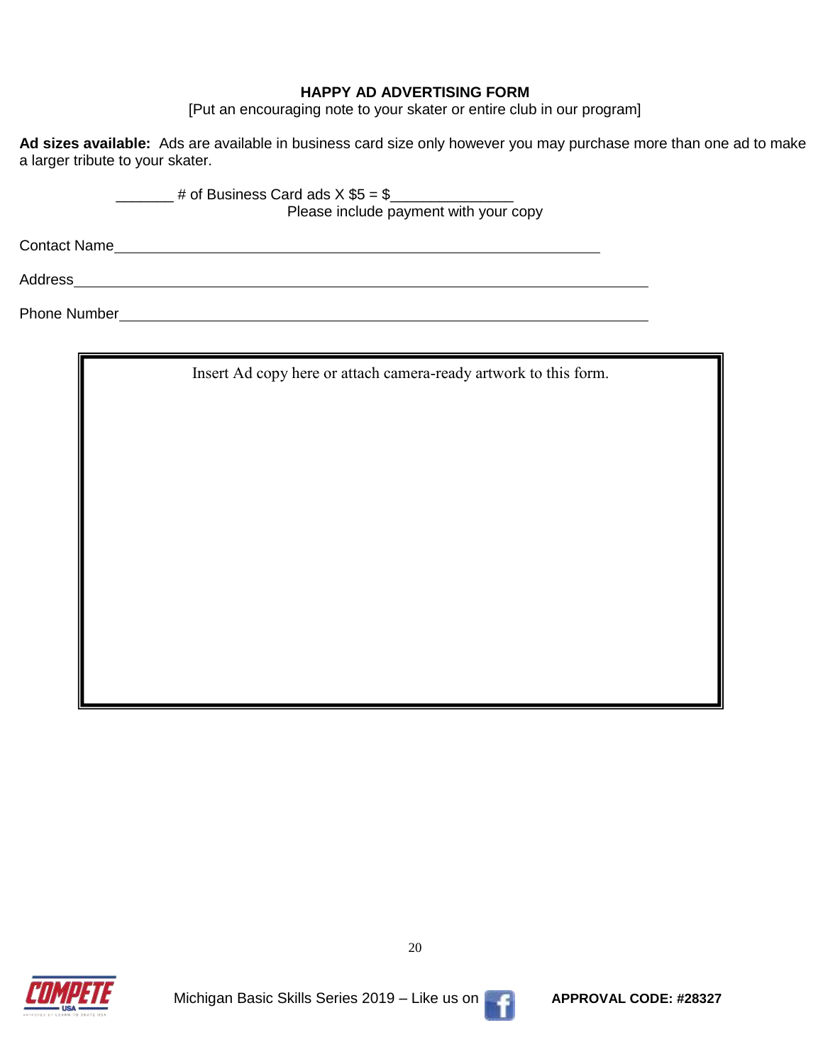## HAPPY AD ADVERTISING FORM

[Put an encouraging note to your skater or entire club in our program]

**Ad sizes available:** Ads are available in business card size only however you may purchase more than one ad to make a larger tribute to your skater.

_______ # of Business Card ads X $5 = $_______________

Please include payment with your copy

Contact Name_______________________________________________________________

Address____________________________________________________________________

Phone Number_______________________________________________________________

Insert Ad copy here or attach camera-ready artwork to this form.